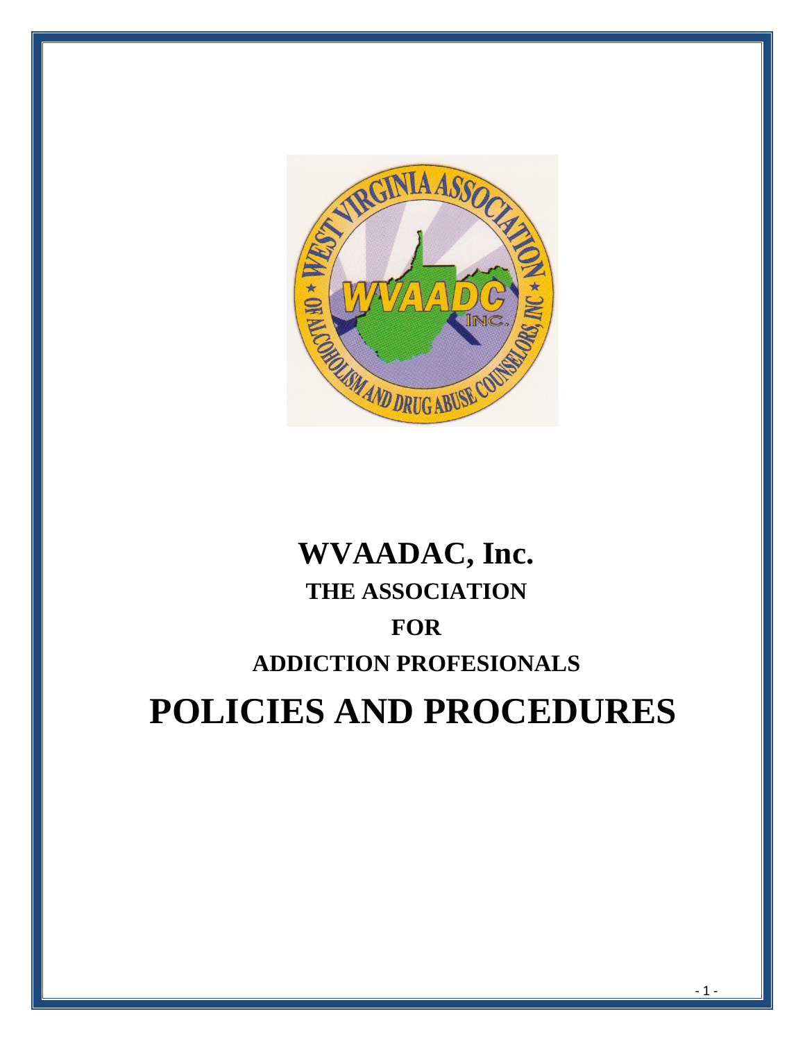# WVAADAC, Inc.

## THE ASSOCIATION

## FOR

## ADDICTION PROFESIONALS

# POLICIES AND PROCEDURES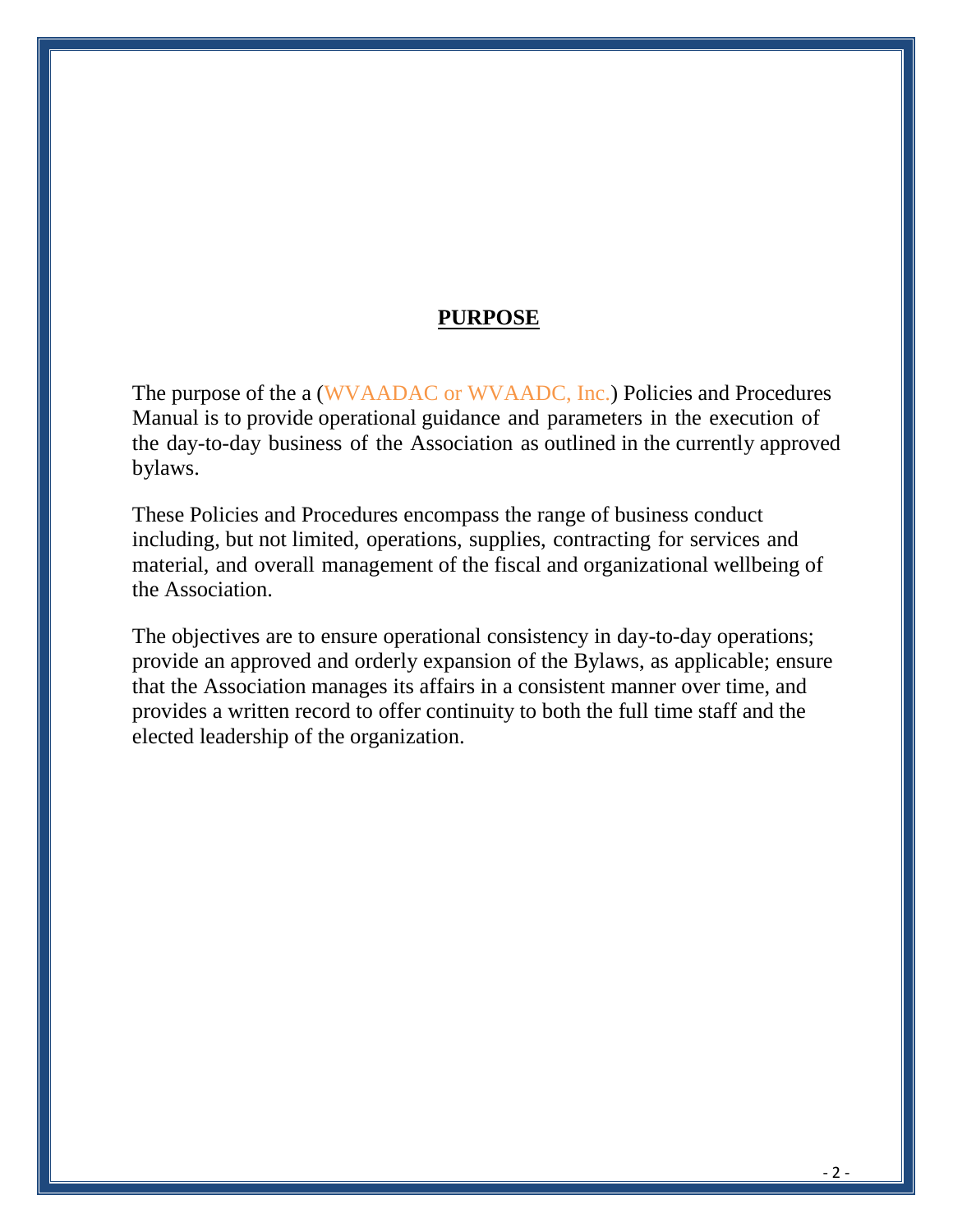## PURPOSE

The purpose of the a (WVAADAC or WVAADC, Inc.) Policies and Procedures Manual is to provide operational guidance and parameters in the execution of the day-to-day business of the Association as outlined in the currently approved bylaws.

These Policies and Procedures encompass the range of business conduct including, but not limited, operations, supplies, contracting for services and material, and overall management of the fiscal and organizational wellbeing of the Association.

The objectives are to ensure operational consistency in day-to-day operations; provide an approved and orderly expansion of the Bylaws, as applicable; ensure that the Association manages its affairs in a consistent manner over time, and provides a written record to offer continuity to both the full time staff and the elected leadership of the organization.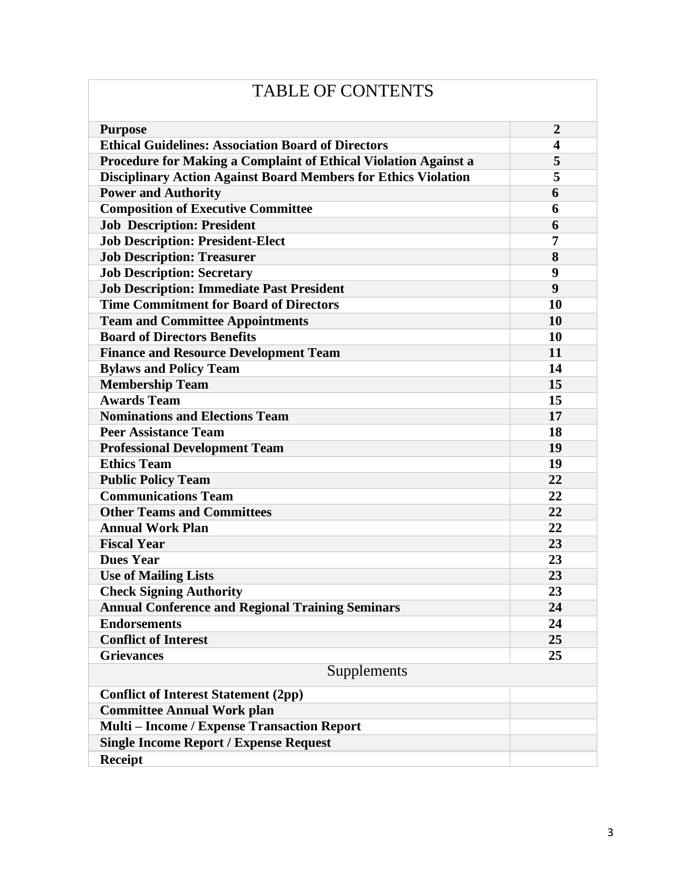# TABLE OF CONTENTS

| | |
|---|---|
| **Purpose** | **2** |
| **Ethical Guidelines: Association Board of Directors** | **4** |
| **Procedure for Making a Complaint of Ethical Violation Against a** | **5** |
| **Disciplinary Action Against Board Members for Ethics Violation** | **5** |
| **Power and Authority** | **6** |
| **Composition of Executive Committee** | **6** |
| **Job Description: President** | **6** |
| **Job Description: President-Elect** | **7** |
| **Job Description: Treasurer** | **8** |
| **Job Description: Secretary** | **9** |
| **Job Description: Immediate Past President** | **9** |
| **Time Commitment for Board of Directors** | **10** |
| **Team and Committee Appointments** | **10** |
| **Board of Directors Benefits** | **10** |
| **Finance and Resource Development Team** | **11** |
| **Bylaws and Policy Team** | **14** |
| **Membership Team** | **15** |
| **Awards Team** | **15** |
| **Nominations and Elections Team** | **17** |
| **Peer Assistance Team** | **18** |
| **Professional Development Team** | **19** |
| **Ethics Team** | **19** |
| **Public Policy Team** | **22** |
| **Communications Team** | **22** |
| **Other Teams and Committees** | **22** |
| **Annual Work Plan** | **22** |
| **Fiscal Year** | **23** |
| **Dues Year** | **23** |
| **Use of Mailing Lists** | **23** |
| **Check Signing Authority** | **23** |
| **Annual Conference and Regional Training Seminars** | **24** |
| **Endorsements** | **24** |
| **Conflict of Interest** | **25** |
| **Grievances** | **25** |
| Supplements | |
| **Conflict of Interest Statement (2pp)** | |
| **Committee Annual Work plan** | |
| **Multi – Income / Expense Transaction Report** | |
| **Single Income Report / Expense Request** | |
| **Receipt** | |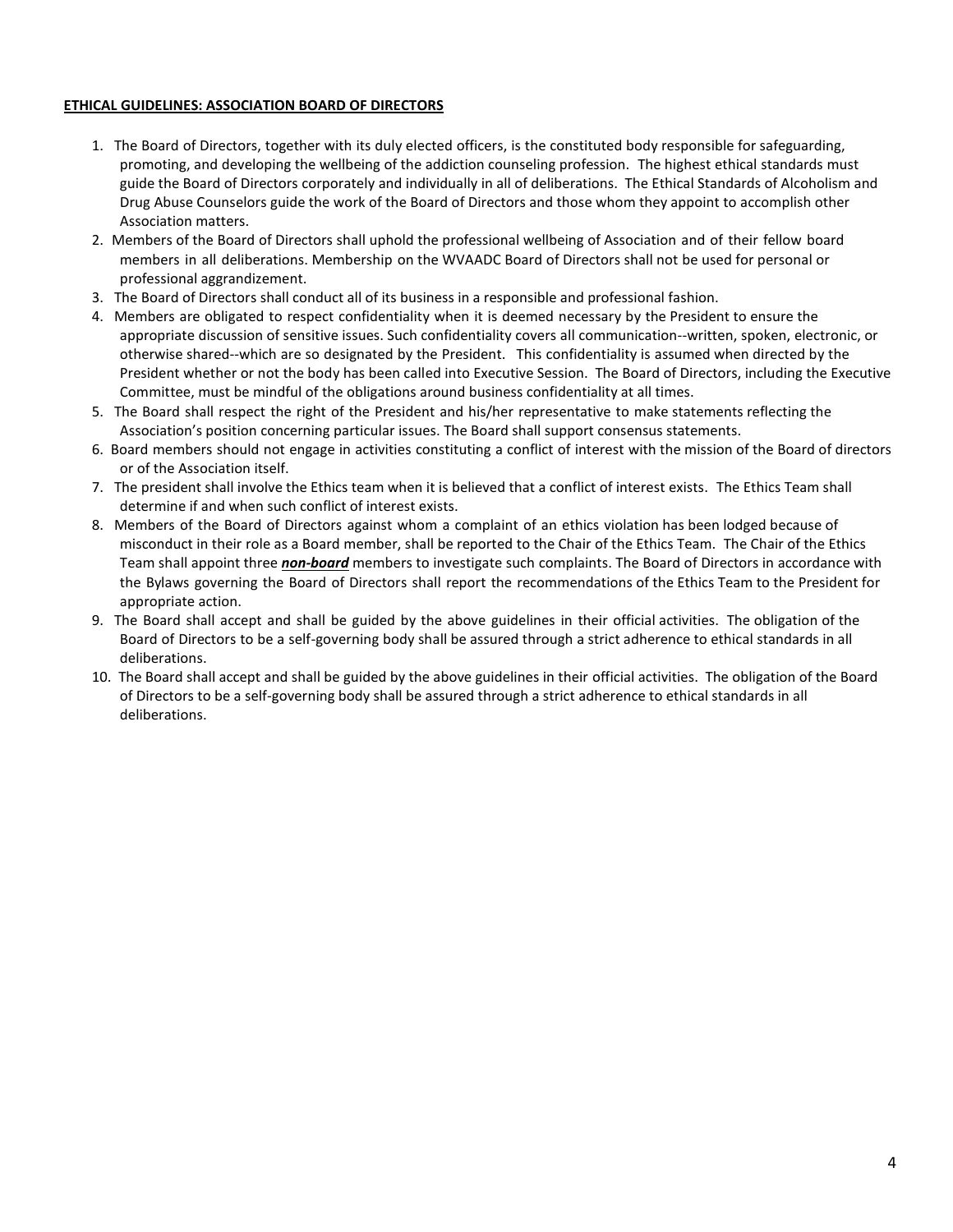**ETHICAL GUIDELINES: ASSOCIATION BOARD OF DIRECTORS**

1. The Board of Directors, together with its duly elected officers, is the constituted body responsible for safeguarding, promoting, and developing the wellbeing of the addiction counseling profession. The highest ethical standards must guide the Board of Directors corporately and individually in all of deliberations. The Ethical Standards of Alcoholism and Drug Abuse Counselors guide the work of the Board of Directors and those whom they appoint to accomplish other Association matters.
2. Members of the Board of Directors shall uphold the professional wellbeing of Association and of their fellow board members in all deliberations. Membership on the WVAADC Board of Directors shall not be used for personal or professional aggrandizement.
3. The Board of Directors shall conduct all of its business in a responsible and professional fashion.
4. Members are obligated to respect confidentiality when it is deemed necessary by the President to ensure the appropriate discussion of sensitive issues. Such confidentiality covers all communication--written, spoken, electronic, or otherwise shared--which are so designated by the President. This confidentiality is assumed when directed by the President whether or not the body has been called into Executive Session. The Board of Directors, including the Executive Committee, must be mindful of the obligations around business confidentiality at all times.
5. The Board shall respect the right of the President and his/her representative to make statements reflecting the Association's position concerning particular issues. The Board shall support consensus statements.
6. Board members should not engage in activities constituting a conflict of interest with the mission of the Board of directors or of the Association itself.
7. The president shall involve the Ethics team when it is believed that a conflict of interest exists. The Ethics Team shall determine if and when such conflict of interest exists.
8. Members of the Board of Directors against whom a complaint of an ethics violation has been lodged because of misconduct in their role as a Board member, shall be reported to the Chair of the Ethics Team. The Chair of the Ethics Team shall appoint three ***<u>non-board</u>*** members to investigate such complaints. The Board of Directors in accordance with the Bylaws governing the Board of Directors shall report the recommendations of the Ethics Team to the President for appropriate action.
9. The Board shall accept and shall be guided by the above guidelines in their official activities. The obligation of the Board of Directors to be a self-governing body shall be assured through a strict adherence to ethical standards in all deliberations.
10. The Board shall accept and shall be guided by the above guidelines in their official activities. The obligation of the Board of Directors to be a self-governing body shall be assured through a strict adherence to ethical standards in all deliberations.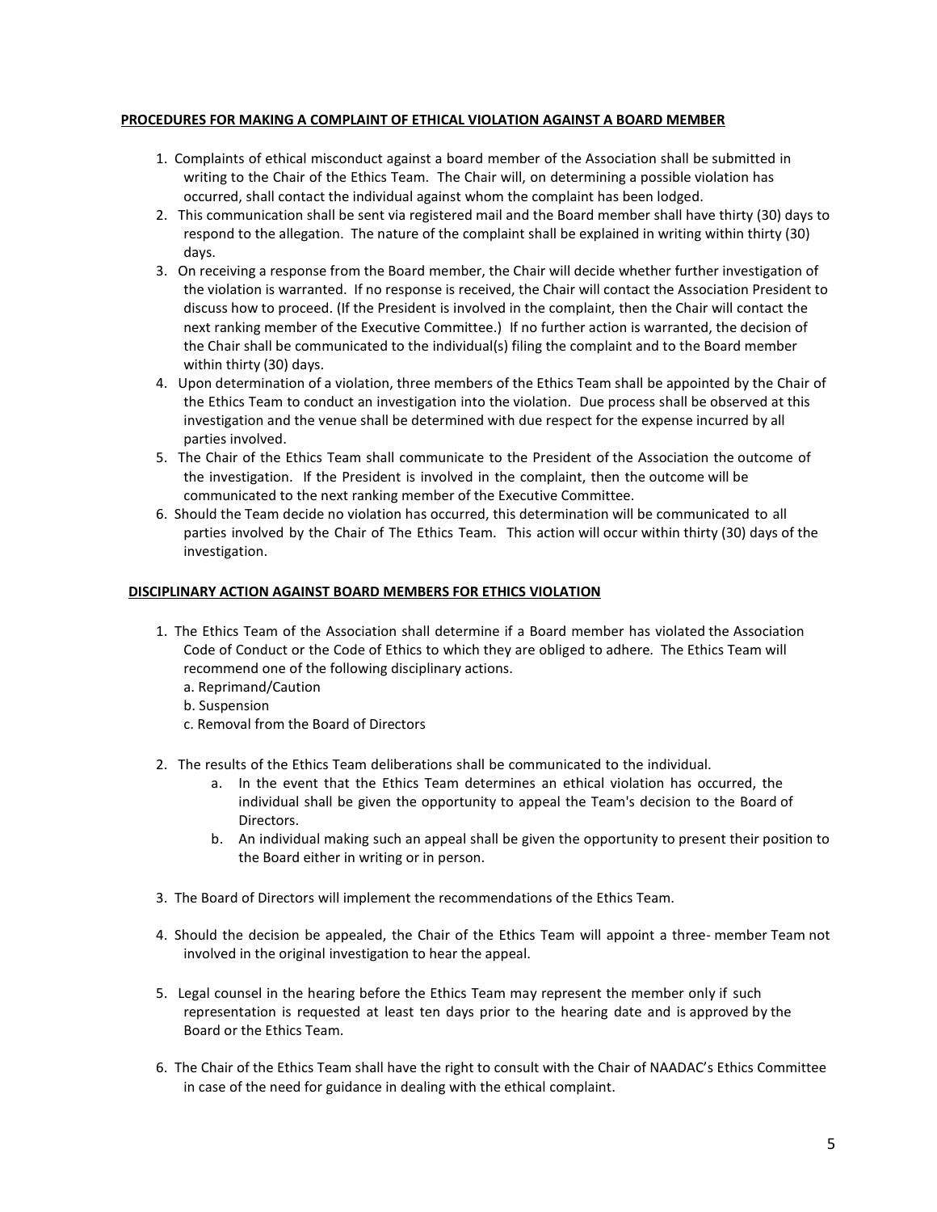## PROCEDURES FOR MAKING A COMPLAINT OF ETHICAL VIOLATION AGAINST A BOARD MEMBER

1. Complaints of ethical misconduct against a board member of the Association shall be submitted in writing to the Chair of the Ethics Team. The Chair will, on determining a possible violation has occurred, shall contact the individual against whom the complaint has been lodged.
2. This communication shall be sent via registered mail and the Board member shall have thirty (30) days to respond to the allegation. The nature of the complaint shall be explained in writing within thirty (30) days.
3. On receiving a response from the Board member, the Chair will decide whether further investigation of the violation is warranted. If no response is received, the Chair will contact the Association President to discuss how to proceed. (If the President is involved in the complaint, then the Chair will contact the next ranking member of the Executive Committee.) If no further action is warranted, the decision of the Chair shall be communicated to the individual(s) filing the complaint and to the Board member within thirty (30) days.
4. Upon determination of a violation, three members of the Ethics Team shall be appointed by the Chair of the Ethics Team to conduct an investigation into the violation. Due process shall be observed at this investigation and the venue shall be determined with due respect for the expense incurred by all parties involved.
5. The Chair of the Ethics Team shall communicate to the President of the Association the outcome of the investigation. If the President is involved in the complaint, then the outcome will be communicated to the next ranking member of the Executive Committee.
6. Should the Team decide no violation has occurred, this determination will be communicated to all parties involved by the Chair of The Ethics Team. This action will occur within thirty (30) days of the investigation.

## DISCIPLINARY ACTION AGAINST BOARD MEMBERS FOR ETHICS VIOLATION

1. The Ethics Team of the Association shall determine if a Board member has violated the Association Code of Conduct or the Code of Ethics to which they are obliged to adhere. The Ethics Team will recommend one of the following disciplinary actions.
   a. Reprimand/Caution
   b. Suspension
   c. Removal from the Board of Directors

2. The results of the Ethics Team deliberations shall be communicated to the individual.
   a. In the event that the Ethics Team determines an ethical violation has occurred, the individual shall be given the opportunity to appeal the Team's decision to the Board of Directors.
   b. An individual making such an appeal shall be given the opportunity to present their position to the Board either in writing or in person.

3. The Board of Directors will implement the recommendations of the Ethics Team.

4. Should the decision be appealed, the Chair of the Ethics Team will appoint a three- member Team not involved in the original investigation to hear the appeal.

5. Legal counsel in the hearing before the Ethics Team may represent the member only if such representation is requested at least ten days prior to the hearing date and is approved by the Board or the Ethics Team.

6. The Chair of the Ethics Team shall have the right to consult with the Chair of NAADAC's Ethics Committee in case of the need for guidance in dealing with the ethical complaint.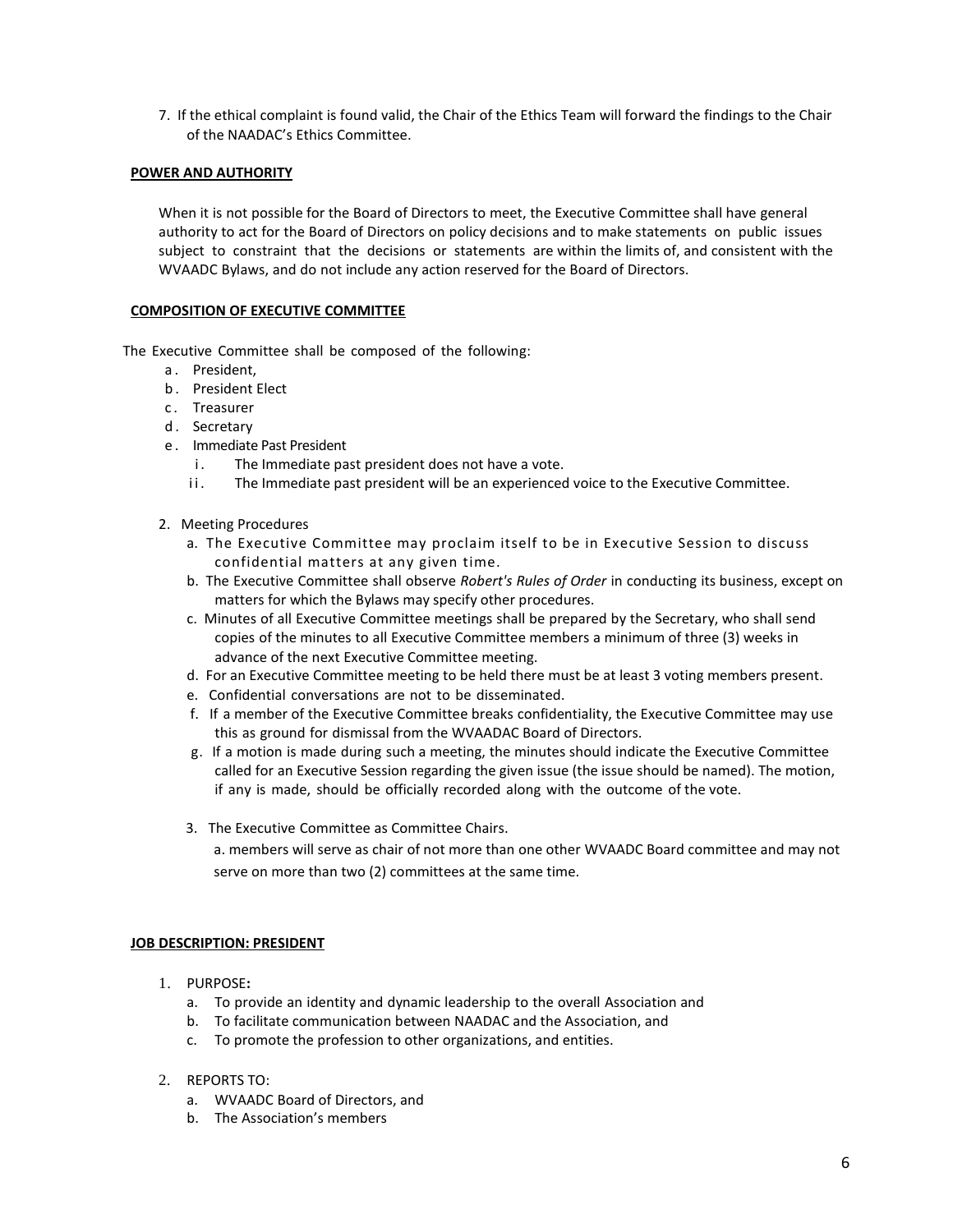7. If the ethical complaint is found valid, the Chair of the Ethics Team will forward the findings to the Chair of the NAADAC's Ethics Committee.

**POWER AND AUTHORITY**

When it is not possible for the Board of Directors to meet, the Executive Committee shall have general authority to act for the Board of Directors on policy decisions and to make statements on public issues subject to constraint that the decisions or statements are within the limits of, and consistent with the WVAADC Bylaws, and do not include any action reserved for the Board of Directors.

**COMPOSITION OF EXECUTIVE COMMITTEE**

The Executive Committee shall be composed of the following:

a. President,
b. President Elect
c. Treasurer
d. Secretary
e. Immediate Past President
    i. The Immediate past president does not have a vote.
    ii. The Immediate past president will be an experienced voice to the Executive Committee.

2. Meeting Procedures
    a. The Executive Committee may proclaim itself to be in Executive Session to discuss confidential matters at any given time.
    b. The Executive Committee shall observe *Robert's Rules of Order* in conducting its business, except on matters for which the Bylaws may specify other procedures.
    c. Minutes of all Executive Committee meetings shall be prepared by the Secretary, who shall send copies of the minutes to all Executive Committee members a minimum of three (3) weeks in advance of the next Executive Committee meeting.
    d. For an Executive Committee meeting to be held there must be at least 3 voting members present.
    e. Confidential conversations are not to be disseminated.
    f. If a member of the Executive Committee breaks confidentiality, the Executive Committee may use this as ground for dismissal from the WVAADAC Board of Directors.
    g. If a motion is made during such a meeting, the minutes should indicate the Executive Committee called for an Executive Session regarding the given issue (the issue should be named). The motion, if any is made, should be officially recorded along with the outcome of the vote.

3. The Executive Committee as Committee Chairs.
    a. members will serve as chair of not more than one other WVAADC Board committee and may not serve on more than two (2) committees at the same time.

**JOB DESCRIPTION: PRESIDENT**

1. PURPOSE**:**
    a. To provide an identity and dynamic leadership to the overall Association and
    b. To facilitate communication between NAADAC and the Association, and
    c. To promote the profession to other organizations, and entities.

2. REPORTS TO:
    a. WVAADC Board of Directors, and
    b. The Association's members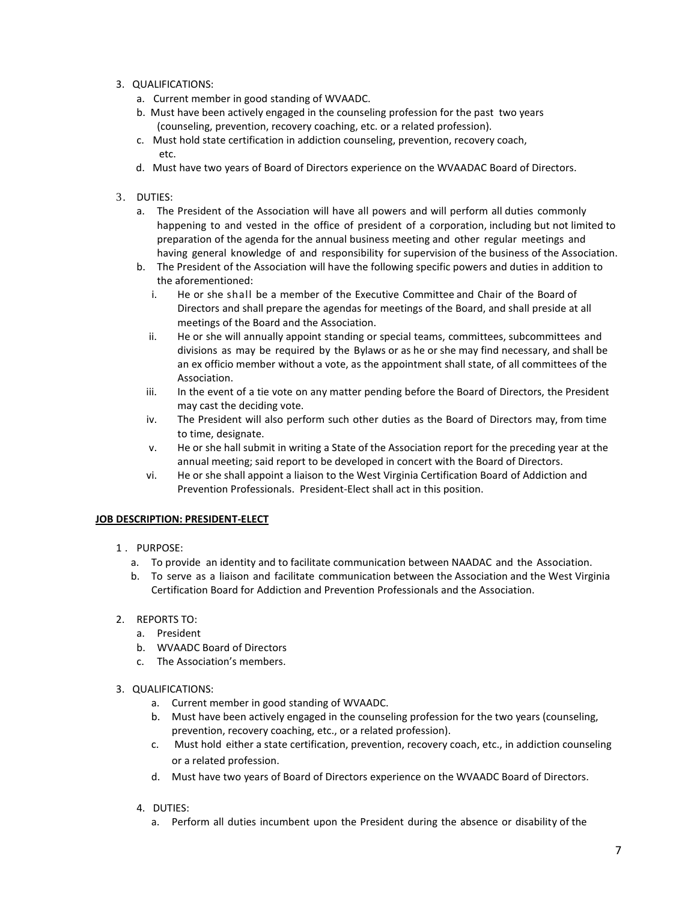3. QUALIFICATIONS:
   a. Current member in good standing of WVAADC.
   b. Must have been actively engaged in the counseling profession for the past two years (counseling, prevention, recovery coaching, etc. or a related profession).
   c. Must hold state certification in addiction counseling, prevention, recovery coach, etc.
   d. Must have two years of Board of Directors experience on the WVAADAC Board of Directors.

3. DUTIES:
   a. The President of the Association will have all powers and will perform all duties commonly happening to and vested in the office of president of a corporation, including but not limited to preparation of the agenda for the annual business meeting and other regular meetings and having general knowledge of and responsibility for supervision of the business of the Association.
   b. The President of the Association will have the following specific powers and duties in addition to the aforementioned:
      i. He or she shall be a member of the Executive Committee and Chair of the Board of Directors and shall prepare the agendas for meetings of the Board, and shall preside at all meetings of the Board and the Association.
      ii. He or she will annually appoint standing or special teams, committees, subcommittees and divisions as may be required by the Bylaws or as he or she may find necessary, and shall be an ex officio member without a vote, as the appointment shall state, of all committees of the Association.
      iii. In the event of a tie vote on any matter pending before the Board of Directors, the President may cast the deciding vote.
      iv. The President will also perform such other duties as the Board of Directors may, from time to time, designate.
      v. He or she hall submit in writing a State of the Association report for the preceding year at the annual meeting; said report to be developed in concert with the Board of Directors.
      vi. He or she shall appoint a liaison to the West Virginia Certification Board of Addiction and Prevention Professionals. President-Elect shall act in this position.

**JOB DESCRIPTION: PRESIDENT-ELECT**

1. PURPOSE:
   a. To provide an identity and to facilitate communication between NAADAC and the Association.
   b. To serve as a liaison and facilitate communication between the Association and the West Virginia Certification Board for Addiction and Prevention Professionals and the Association.

2. REPORTS TO:
   a. President
   b. WVAADC Board of Directors
   c. The Association's members.

3. QUALIFICATIONS:
   a. Current member in good standing of WVAADC.
   b. Must have been actively engaged in the counseling profession for the two years (counseling, prevention, recovery coaching, etc., or a related profession).
   c. Must hold either a state certification, prevention, recovery coach, etc., in addiction counseling or a related profession.
   d. Must have two years of Board of Directors experience on the WVAADC Board of Directors.

4. DUTIES:
   a. Perform all duties incumbent upon the President during the absence or disability of the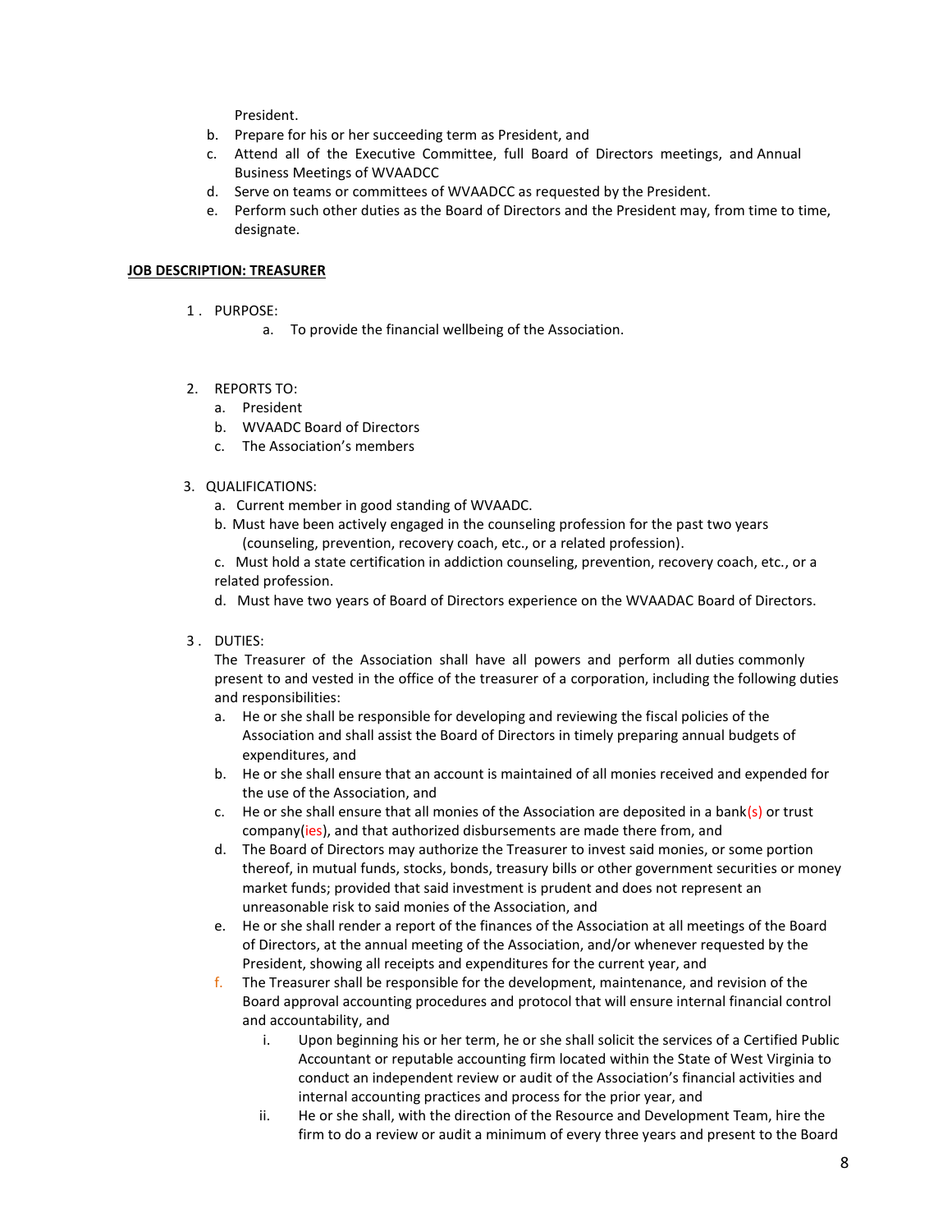President.

b. Prepare for his or her succeeding term as President, and
c. Attend all of the Executive Committee, full Board of Directors meetings, and Annual Business Meetings of WVAADCC
d. Serve on teams or committees of WVAADCC as requested by the President.
e. Perform such other duties as the Board of Directors and the President may, from time to time, designate.

**JOB DESCRIPTION: TREASURER**

1. PURPOSE:
   a. To provide the financial wellbeing of the Association.

2. REPORTS TO:
   a. President
   b. WVAADC Board of Directors
   c. The Association's members

3. QUALIFICATIONS:
   a. Current member in good standing of WVAADC.
   b. Must have been actively engaged in the counseling profession for the past two years (counseling, prevention, recovery coach, etc., or a related profession).
   c. Must hold a state certification in addiction counseling, prevention, recovery coach, etc., or a related profession.
   d. Must have two years of Board of Directors experience on the WVAADAC Board of Directors.

3. DUTIES:
   The Treasurer of the Association shall have all powers and perform all duties commonly present to and vested in the office of the treasurer of a corporation, including the following duties and responsibilities:
   a. He or she shall be responsible for developing and reviewing the fiscal policies of the Association and shall assist the Board of Directors in timely preparing annual budgets of expenditures, and
   b. He or she shall ensure that an account is maintained of all monies received and expended for the use of the Association, and
   c. He or she shall ensure that all monies of the Association are deposited in a bank(s) or trust company(ies), and that authorized disbursements are made there from, and
   d. The Board of Directors may authorize the Treasurer to invest said monies, or some portion thereof, in mutual funds, stocks, bonds, treasury bills or other government securities or money market funds; provided that said investment is prudent and does not represent an unreasonable risk to said monies of the Association, and
   e. He or she shall render a report of the finances of the Association at all meetings of the Board of Directors, at the annual meeting of the Association, and/or whenever requested by the President, showing all receipts and expenditures for the current year, and
   f. The Treasurer shall be responsible for the development, maintenance, and revision of the Board approval accounting procedures and protocol that will ensure internal financial control and accountability, and
      i. Upon beginning his or her term, he or she shall solicit the services of a Certified Public Accountant or reputable accounting firm located within the State of West Virginia to conduct an independent review or audit of the Association's financial activities and internal accounting practices and process for the prior year, and
      ii. He or she shall, with the direction of the Resource and Development Team, hire the firm to do a review or audit a minimum of every three years and present to the Board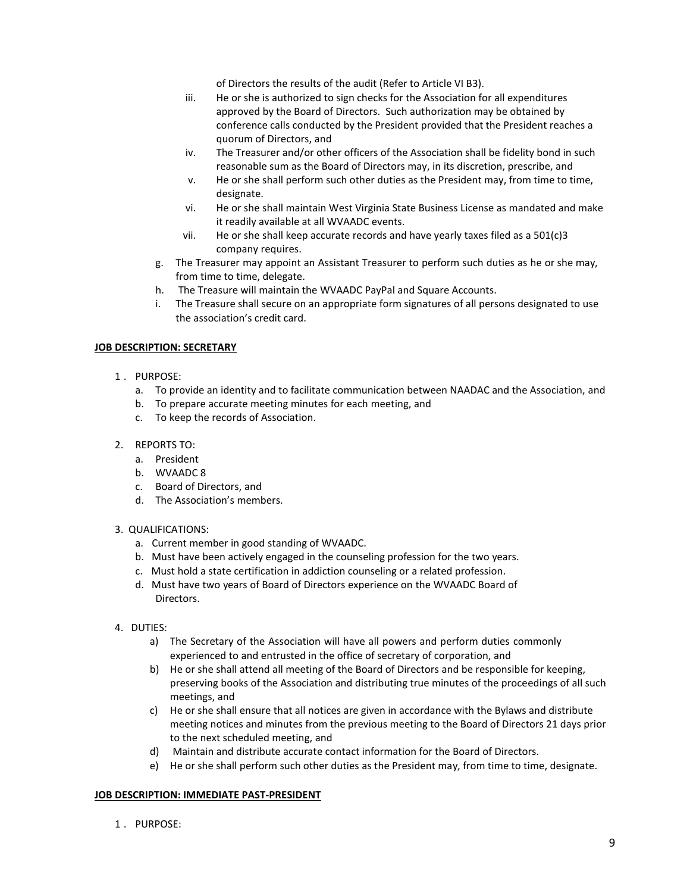of Directors the results of the audit (Refer to Article VI B3).

   iii. He or she is authorized to sign checks for the Association for all expenditures approved by the Board of Directors. Such authorization may be obtained by conference calls conducted by the President provided that the President reaches a quorum of Directors, and
   iv. The Treasurer and/or other officers of the Association shall be fidelity bond in such reasonable sum as the Board of Directors may, in its discretion, prescribe, and
   v. He or she shall perform such other duties as the President may, from time to time, designate.
   vi. He or she shall maintain West Virginia State Business License as mandated and make it readily available at all WVAADC events.
   vii. He or she shall keep accurate records and have yearly taxes filed as a 501(c)3 company requires.

g. The Treasurer may appoint an Assistant Treasurer to perform such duties as he or she may, from time to time, delegate.
h. The Treasure will maintain the WVAADC PayPal and Square Accounts.
i. The Treasure shall secure on an appropriate form signatures of all persons designated to use the association's credit card.

**JOB DESCRIPTION: SECRETARY**

1. PURPOSE:
   a. To provide an identity and to facilitate communication between NAADAC and the Association, and
   b. To prepare accurate meeting minutes for each meeting, and
   c. To keep the records of Association.

2. REPORTS TO:
   a. President
   b. WVAADC 8
   c. Board of Directors, and
   d. The Association's members.

3. QUALIFICATIONS:
   a. Current member in good standing of WVAADC.
   b. Must have been actively engaged in the counseling profession for the two years.
   c. Must hold a state certification in addiction counseling or a related profession.
   d. Must have two years of Board of Directors experience on the WVAADC Board of Directors.

4. DUTIES:
   a) The Secretary of the Association will have all powers and perform duties commonly experienced to and entrusted in the office of secretary of corporation, and
   b) He or she shall attend all meeting of the Board of Directors and be responsible for keeping, preserving books of the Association and distributing true minutes of the proceedings of all such meetings, and
   c) He or she shall ensure that all notices are given in accordance with the Bylaws and distribute meeting notices and minutes from the previous meeting to the Board of Directors 21 days prior to the next scheduled meeting, and
   d) Maintain and distribute accurate contact information for the Board of Directors.
   e) He or she shall perform such other duties as the President may, from time to time, designate.

**JOB DESCRIPTION: IMMEDIATE PAST-PRESIDENT**

1. PURPOSE: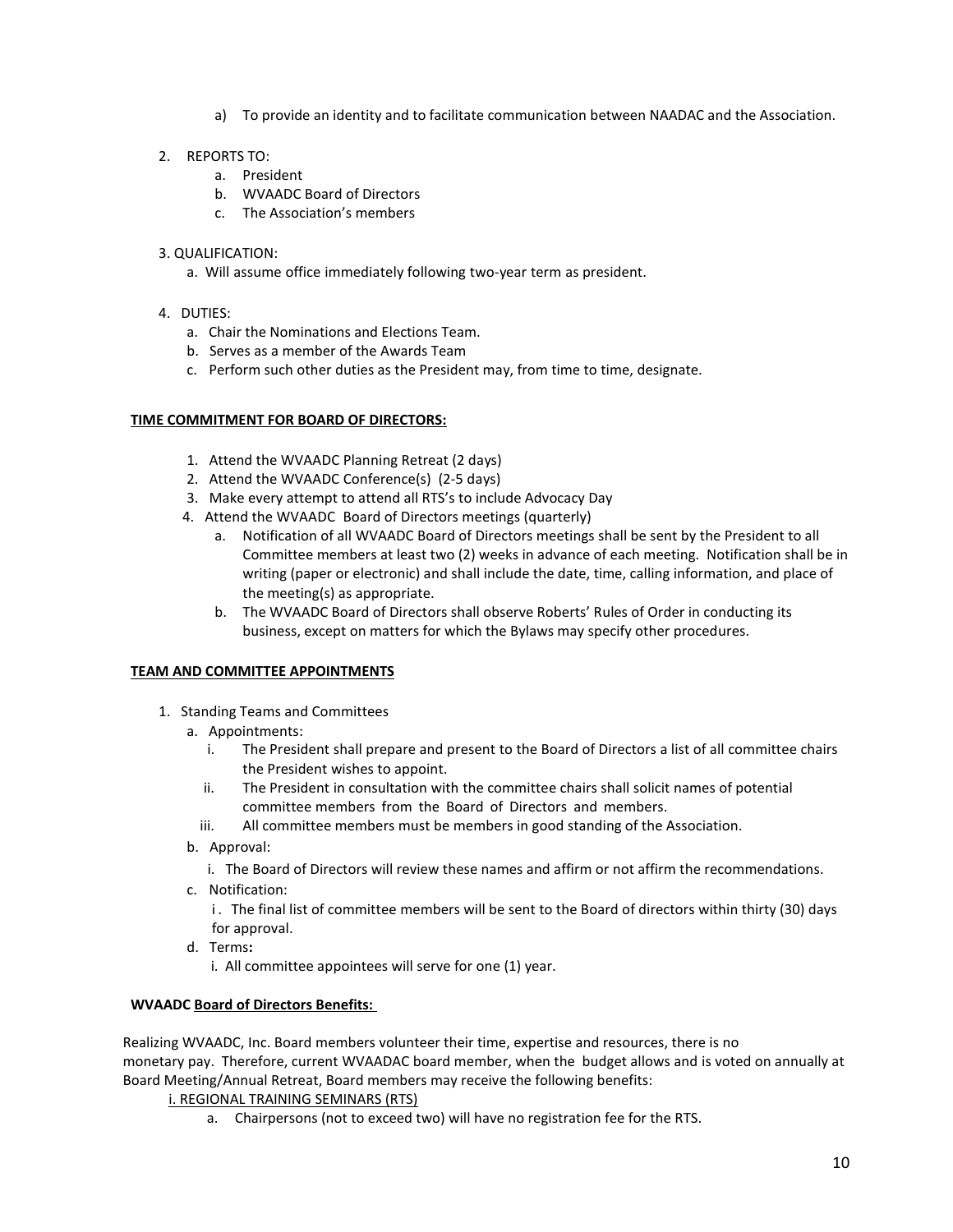a) To provide an identity and to facilitate communication between NAADAC and the Association.

2. REPORTS TO:
   a. President
   b. WVAADC Board of Directors
   c. The Association's members

3. QUALIFICATION:
   a. Will assume office immediately following two-year term as president.

4. DUTIES:
   a. Chair the Nominations and Elections Team.
   b. Serves as a member of the Awards Team
   c. Perform such other duties as the President may, from time to time, designate.

**TIME COMMITMENT FOR BOARD OF DIRECTORS:**

1. Attend the WVAADC Planning Retreat (2 days)
2. Attend the WVAADC Conference(s) (2-5 days)
3. Make every attempt to attend all RTS's to include Advocacy Day
4. Attend the WVAADC Board of Directors meetings (quarterly)
   a. Notification of all WVAADC Board of Directors meetings shall be sent by the President to all Committee members at least two (2) weeks in advance of each meeting. Notification shall be in writing (paper or electronic) and shall include the date, time, calling information, and place of the meeting(s) as appropriate.
   b. The WVAADC Board of Directors shall observe Roberts' Rules of Order in conducting its business, except on matters for which the Bylaws may specify other procedures.

**TEAM AND COMMITTEE APPOINTMENTS**

1. Standing Teams and Committees
   a. Appointments:
      i. The President shall prepare and present to the Board of Directors a list of all committee chairs the President wishes to appoint.
      ii. The President in consultation with the committee chairs shall solicit names of potential committee members from the Board of Directors and members.
      iii. All committee members must be members in good standing of the Association.
   b. Approval:
      i. The Board of Directors will review these names and affirm or not affirm the recommendations.
   c. Notification:
      i. The final list of committee members will be sent to the Board of directors within thirty (30) days for approval.
   d. Terms**:**
      i. All committee appointees will serve for one (1) year.

**WVAADC Board of Directors Benefits:**

Realizing WVAADC, Inc. Board members volunteer their time, expertise and resources, there is no monetary pay. Therefore, current WVAADAC board member, when the budget allows and is voted on annually at Board Meeting/Annual Retreat, Board members may receive the following benefits:

i. REGIONAL TRAINING SEMINARS (RTS)

   a. Chairpersons (not to exceed two) will have no registration fee for the RTS.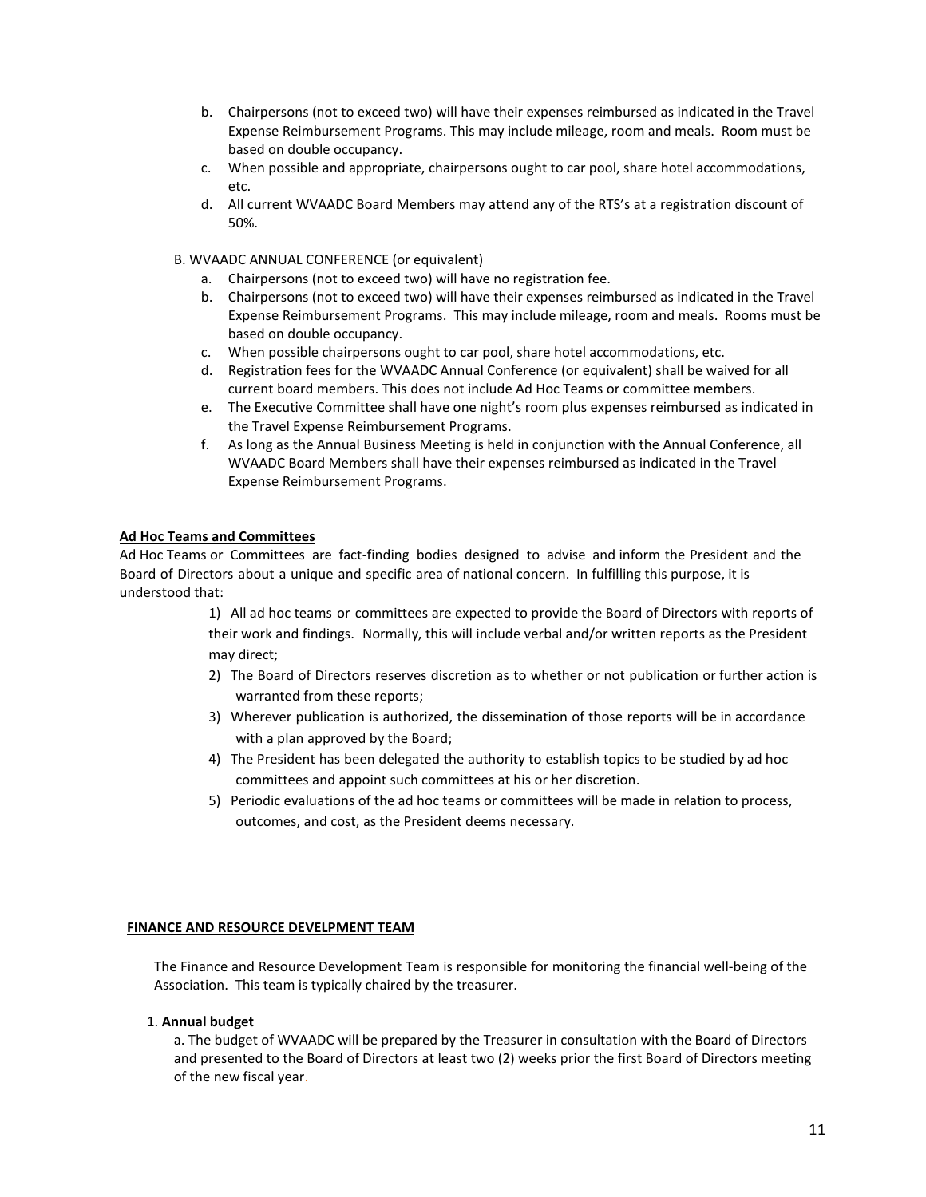b. Chairpersons (not to exceed two) will have their expenses reimbursed as indicated in the Travel Expense Reimbursement Programs. This may include mileage, room and meals. Room must be based on double occupancy.
c. When possible and appropriate, chairpersons ought to car pool, share hotel accommodations, etc.
d. All current WVAADC Board Members may attend any of the RTS's at a registration discount of 50%.

<u>B. WVAADC ANNUAL CONFERENCE (or equivalent)</u>

a. Chairpersons (not to exceed two) will have no registration fee.
b. Chairpersons (not to exceed two) will have their expenses reimbursed as indicated in the Travel Expense Reimbursement Programs. This may include mileage, room and meals. Rooms must be based on double occupancy.
c. When possible chairpersons ought to car pool, share hotel accommodations, etc.
d. Registration fees for the WVAADC Annual Conference (or equivalent) shall be waived for all current board members. This does not include Ad Hoc Teams or committee members.
e. The Executive Committee shall have one night's room plus expenses reimbursed as indicated in the Travel Expense Reimbursement Programs.
f. As long as the Annual Business Meeting is held in conjunction with the Annual Conference, all WVAADC Board Members shall have their expenses reimbursed as indicated in the Travel Expense Reimbursement Programs.

**<u>Ad Hoc Teams and Committees</u>**

Ad Hoc Teams or Committees are fact-finding bodies designed to advise and inform the President and the Board of Directors about a unique and specific area of national concern. In fulfilling this purpose, it is understood that:

1) All ad hoc teams or committees are expected to provide the Board of Directors with reports of their work and findings. Normally, this will include verbal and/or written reports as the President may direct;
2) The Board of Directors reserves discretion as to whether or not publication or further action is warranted from these reports;
3) Wherever publication is authorized, the dissemination of those reports will be in accordance with a plan approved by the Board;
4) The President has been delegated the authority to establish topics to be studied by ad hoc committees and appoint such committees at his or her discretion.
5) Periodic evaluations of the ad hoc teams or committees will be made in relation to process, outcomes, and cost, as the President deems necessary.

**<u>FINANCE AND RESOURCE DEVELPMENT TEAM</u>**

The Finance and Resource Development Team is responsible for monitoring the financial well-being of the Association. This team is typically chaired by the treasurer.

1. **Annual budget**

a. The budget of WVAADC will be prepared by the Treasurer in consultation with the Board of Directors and presented to the Board of Directors at least two (2) weeks prior the first Board of Directors meeting of the new fiscal year.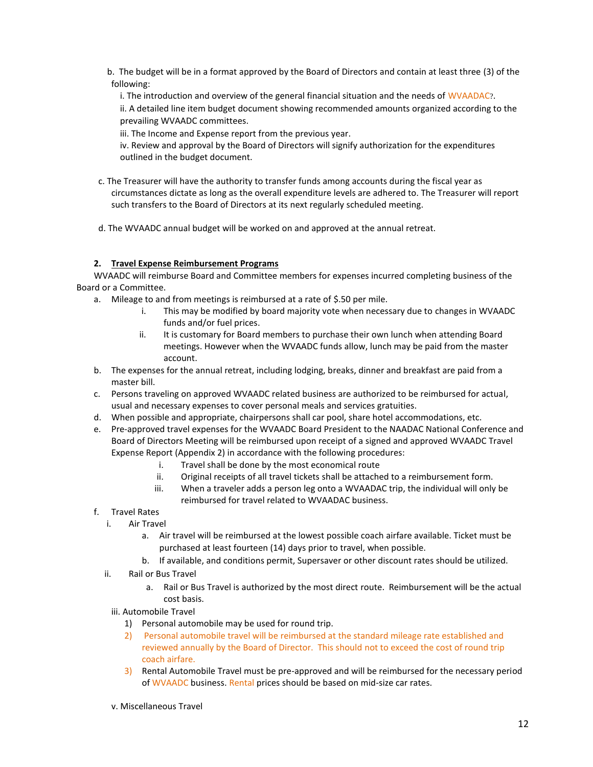b. The budget will be in a format approved by the Board of Directors and contain at least three (3) of the following:

i. The introduction and overview of the general financial situation and the needs of WVAADAC?.

ii. A detailed line item budget document showing recommended amounts organized according to the prevailing WVAADC committees.

iii. The Income and Expense report from the previous year.

iv. Review and approval by the Board of Directors will signify authorization for the expenditures outlined in the budget document.

c. The Treasurer will have the authority to transfer funds among accounts during the fiscal year as circumstances dictate as long as the overall expenditure levels are adhered to. The Treasurer will report such transfers to the Board of Directors at its next regularly scheduled meeting.

d. The WVAADC annual budget will be worked on and approved at the annual retreat.

**2. <u>Travel Expense Reimbursement Programs</u>**

WVAADC will reimburse Board and Committee members for expenses incurred completing business of the Board or a Committee.

a. Mileage to and from meetings is reimbursed at a rate of $.50 per mile.
   i. This may be modified by board majority vote when necessary due to changes in WVAADC funds and/or fuel prices.
   ii. It is customary for Board members to purchase their own lunch when attending Board meetings. However when the WVAADC funds allow, lunch may be paid from the master account.

b. The expenses for the annual retreat, including lodging, breaks, dinner and breakfast are paid from a master bill.

c. Persons traveling on approved WVAADC related business are authorized to be reimbursed for actual, usual and necessary expenses to cover personal meals and services gratuities.

d. When possible and appropriate, chairpersons shall car pool, share hotel accommodations, etc.

e. Pre-approved travel expenses for the WVAADC Board President to the NAADAC National Conference and Board of Directors Meeting will be reimbursed upon receipt of a signed and approved WVAADC Travel Expense Report (Appendix 2) in accordance with the following procedures:
   i. Travel shall be done by the most economical route
   ii. Original receipts of all travel tickets shall be attached to a reimbursement form.
   iii. When a traveler adds a person leg onto a WVAADAC trip, the individual will only be reimbursed for travel related to WVAADAC business.

f. Travel Rates
   i. Air Travel
      a. Air travel will be reimbursed at the lowest possible coach airfare available. Ticket must be purchased at least fourteen (14) days prior to travel, when possible.
      b. If available, and conditions permit, Supersaver or other discount rates should be utilized.
   ii. Rail or Bus Travel
      a. Rail or Bus Travel is authorized by the most direct route. Reimbursement will be the actual cost basis.
   iii. Automobile Travel
      1) Personal automobile may be used for round trip.
      2) Personal automobile travel will be reimbursed at the standard mileage rate established and reviewed annually by the Board of Director. This should not to exceed the cost of round trip coach airfare.
      3) Rental Automobile Travel must be pre-approved and will be reimbursed for the necessary period of WVAADC business. Rental prices should be based on mid-size car rates.

   v. Miscellaneous Travel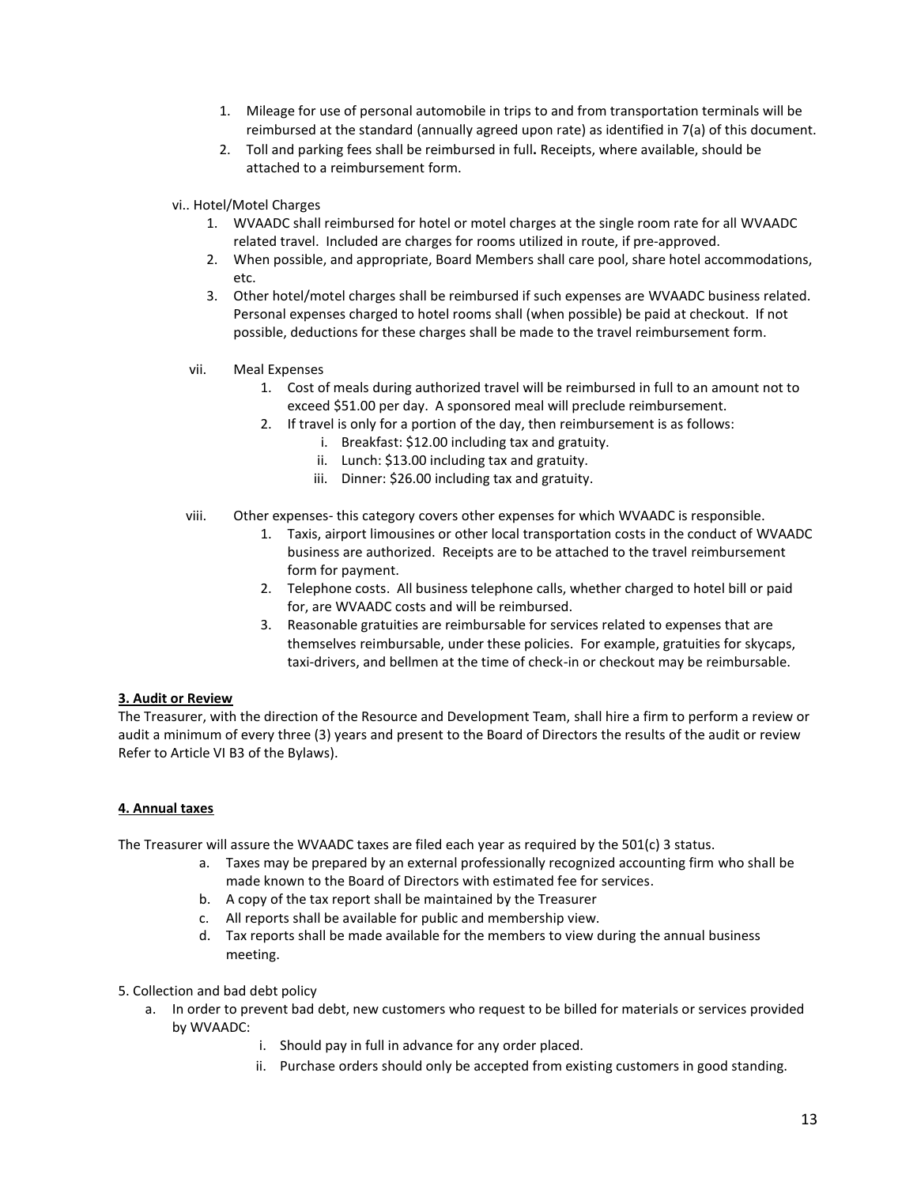1. Mileage for use of personal automobile in trips to and from transportation terminals will be reimbursed at the standard (annually agreed upon rate) as identified in 7(a) of this document.
2. Toll and parking fees shall be reimbursed in full**.** Receipts, where available, should be attached to a reimbursement form.

vi.. Hotel/Motel Charges

1. WVAADC shall reimbursed for hotel or motel charges at the single room rate for all WVAADC related travel. Included are charges for rooms utilized in route, if pre-approved.
2. When possible, and appropriate, Board Members shall care pool, share hotel accommodations, etc.
3. Other hotel/motel charges shall be reimbursed if such expenses are WVAADC business related. Personal expenses charged to hotel rooms shall (when possible) be paid at checkout. If not possible, deductions for these charges shall be made to the travel reimbursement form.

vii. Meal Expenses

1. Cost of meals during authorized travel will be reimbursed in full to an amount not to exceed $51.00 per day. A sponsored meal will preclude reimbursement.
2. If travel is only for a portion of the day, then reimbursement is as follows:
   i. Breakfast: $12.00 including tax and gratuity.
   ii. Lunch: $13.00 including tax and gratuity.
   iii. Dinner: $26.00 including tax and gratuity.

viii. Other expenses- this category covers other expenses for which WVAADC is responsible.

1. Taxis, airport limousines or other local transportation costs in the conduct of WVAADC business are authorized. Receipts are to be attached to the travel reimbursement form for payment.
2. Telephone costs. All business telephone calls, whether charged to hotel bill or paid for, are WVAADC costs and will be reimbursed.
3. Reasonable gratuities are reimbursable for services related to expenses that are themselves reimbursable, under these policies. For example, gratuities for skycaps, taxi-drivers, and bellmen at the time of check-in or checkout may be reimbursable.

**3. Audit or Review**

The Treasurer, with the direction of the Resource and Development Team, shall hire a firm to perform a review or audit a minimum of every three (3) years and present to the Board of Directors the results of the audit or review Refer to Article VI B3 of the Bylaws).

**4. Annual taxes**

The Treasurer will assure the WVAADC taxes are filed each year as required by the 501(c) 3 status.

a. Taxes may be prepared by an external professionally recognized accounting firm who shall be made known to the Board of Directors with estimated fee for services.
b. A copy of the tax report shall be maintained by the Treasurer
c. All reports shall be available for public and membership view.
d. Tax reports shall be made available for the members to view during the annual business meeting.

5. Collection and bad debt policy

a. In order to prevent bad debt, new customers who request to be billed for materials or services provided by WVAADC:
   i. Should pay in full in advance for any order placed.
   ii. Purchase orders should only be accepted from existing customers in good standing.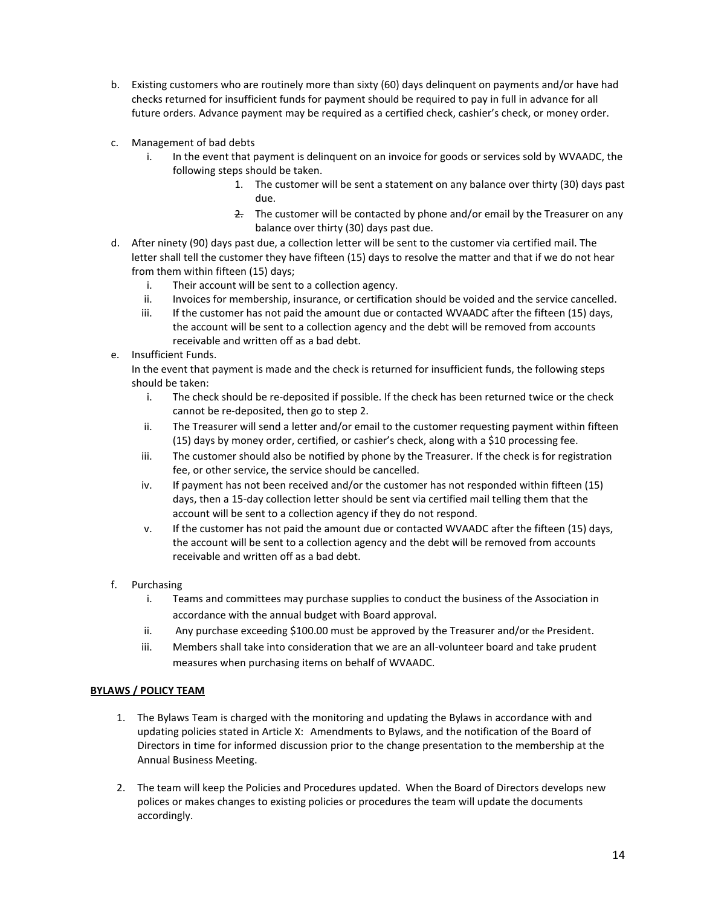b. Existing customers who are routinely more than sixty (60) days delinquent on payments and/or have had checks returned for insufficient funds for payment should be required to pay in full in advance for all future orders. Advance payment may be required as a certified check, cashier's check, or money order.

c. Management of bad debts
   i. In the event that payment is delinquent on an invoice for goods or services sold by WVAADC, the following steps should be taken.
      1. The customer will be sent a statement on any balance over thirty (30) days past due.
      2. The customer will be contacted by phone and/or email by the Treasurer on any balance over thirty (30) days past due.

d. After ninety (90) days past due, a collection letter will be sent to the customer via certified mail. The letter shall tell the customer they have fifteen (15) days to resolve the matter and that if we do not hear from them within fifteen (15) days;
   i. Their account will be sent to a collection agency.
   ii. Invoices for membership, insurance, or certification should be voided and the service cancelled.
   iii. If the customer has not paid the amount due or contacted WVAADC after the fifteen (15) days, the account will be sent to a collection agency and the debt will be removed from accounts receivable and written off as a bad debt.

e. Insufficient Funds.
   In the event that payment is made and the check is returned for insufficient funds, the following steps should be taken:
   i. The check should be re-deposited if possible. If the check has been returned twice or the check cannot be re-deposited, then go to step 2.
   ii. The Treasurer will send a letter and/or email to the customer requesting payment within fifteen (15) days by money order, certified, or cashier's check, along with a $10 processing fee.
   iii. The customer should also be notified by phone by the Treasurer. If the check is for registration fee, or other service, the service should be cancelled.
   iv. If payment has not been received and/or the customer has not responded within fifteen (15) days, then a 15-day collection letter should be sent via certified mail telling them that the account will be sent to a collection agency if they do not respond.
   v. If the customer has not paid the amount due or contacted WVAADC after the fifteen (15) days, the account will be sent to a collection agency and the debt will be removed from accounts receivable and written off as a bad debt.

f. Purchasing
   i. Teams and committees may purchase supplies to conduct the business of the Association in accordance with the annual budget with Board approval.
   ii. Any purchase exceeding $100.00 must be approved by the Treasurer and/or the President.
   iii. Members shall take into consideration that we are an all-volunteer board and take prudent measures when purchasing items on behalf of WVAADC.

**BYLAWS / POLICY TEAM**

1. The Bylaws Team is charged with the monitoring and updating the Bylaws in accordance with and updating policies stated in Article X: Amendments to Bylaws, and the notification of the Board of Directors in time for informed discussion prior to the change presentation to the membership at the Annual Business Meeting.

2. The team will keep the Policies and Procedures updated. When the Board of Directors develops new polices or makes changes to existing policies or procedures the team will update the documents accordingly.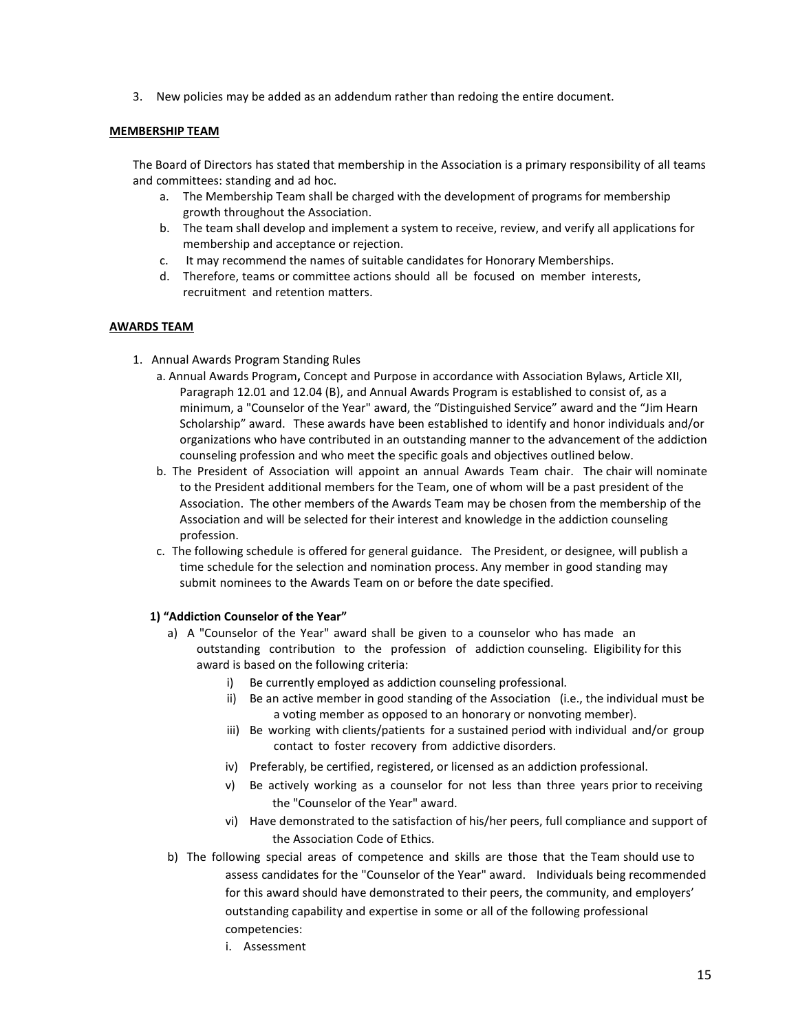3. New policies may be added as an addendum rather than redoing the entire document.

**MEMBERSHIP TEAM**

The Board of Directors has stated that membership in the Association is a primary responsibility of all teams and committees: standing and ad hoc.

a. The Membership Team shall be charged with the development of programs for membership growth throughout the Association.
b. The team shall develop and implement a system to receive, review, and verify all applications for membership and acceptance or rejection.
c. It may recommend the names of suitable candidates for Honorary Memberships.
d. Therefore, teams or committee actions should all be focused on member interests, recruitment and retention matters.

**AWARDS TEAM**

1. Annual Awards Program Standing Rules
   a. Annual Awards Program**,** Concept and Purpose in accordance with Association Bylaws, Article XII, Paragraph 12.01 and 12.04 (B), and Annual Awards Program is established to consist of, as a minimum, a "Counselor of the Year" award, the "Distinguished Service" award and the "Jim Hearn Scholarship" award. These awards have been established to identify and honor individuals and/or organizations who have contributed in an outstanding manner to the advancement of the addiction counseling profession and who meet the specific goals and objectives outlined below.
   b. The President of Association will appoint an annual Awards Team chair. The chair will nominate to the President additional members for the Team, one of whom will be a past president of the Association. The other members of the Awards Team may be chosen from the membership of the Association and will be selected for their interest and knowledge in the addiction counseling profession.
   c. The following schedule is offered for general guidance. The President, or designee, will publish a time schedule for the selection and nomination process. Any member in good standing may submit nominees to the Awards Team on or before the date specified.

**1) "Addiction Counselor of the Year"**

a) A "Counselor of the Year" award shall be given to a counselor who has made an outstanding contribution to the profession of addiction counseling. Eligibility for this award is based on the following criteria:
   i) Be currently employed as addiction counseling professional.
   ii) Be an active member in good standing of the Association (i.e., the individual must be a voting member as opposed to an honorary or nonvoting member).
   iii) Be working with clients/patients for a sustained period with individual and/or group contact to foster recovery from addictive disorders.
   iv) Preferably, be certified, registered, or licensed as an addiction professional.
   v) Be actively working as a counselor for not less than three years prior to receiving the "Counselor of the Year" award.
   vi) Have demonstrated to the satisfaction of his/her peers, full compliance and support of the Association Code of Ethics.

b) The following special areas of competence and skills are those that the Team should use to assess candidates for the "Counselor of the Year" award. Individuals being recommended for this award should have demonstrated to their peers, the community, and employers' outstanding capability and expertise in some or all of the following professional competencies:
   i. Assessment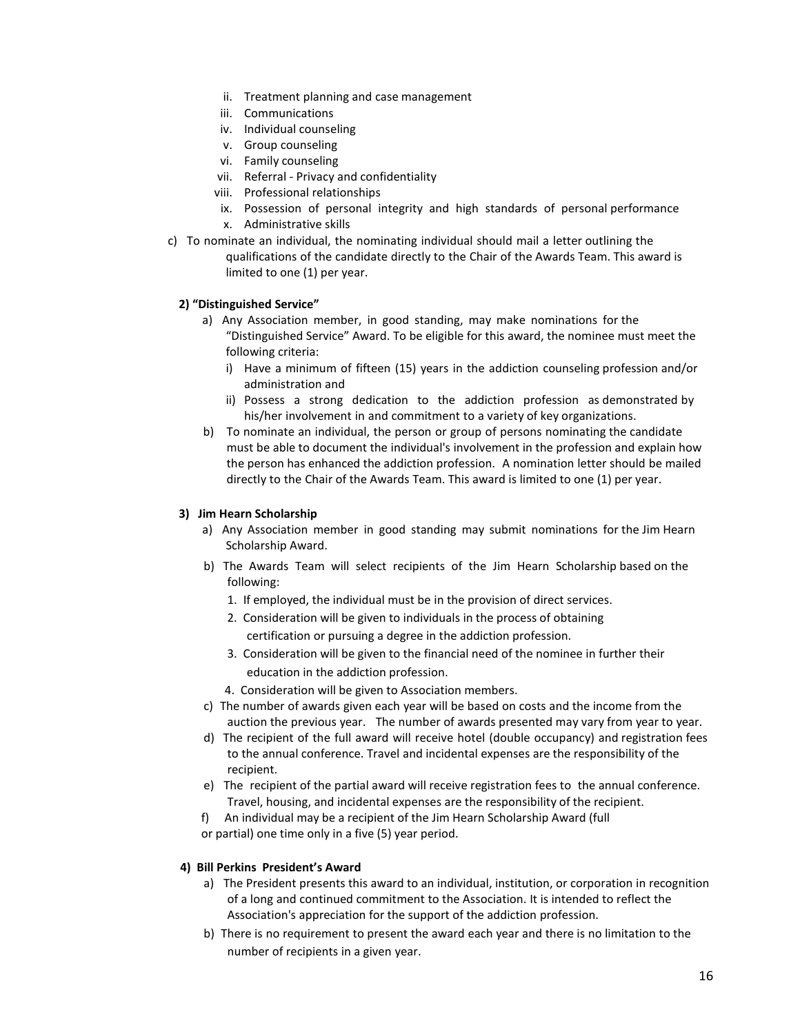ii. Treatment planning and case management
iii. Communications
iv. Individual counseling
v. Group counseling
vi. Family counseling
vii. Referral - Privacy and confidentiality
viii. Professional relationships
ix. Possession of personal integrity and high standards of personal performance
x. Administrative skills

c) To nominate an individual, the nominating individual should mail a letter outlining the qualifications of the candidate directly to the Chair of the Awards Team. This award is limited to one (1) per year.

**2) "Distinguished Service"**

a) Any Association member, in good standing, may make nominations for the "Distinguished Service" Award. To be eligible for this award, the nominee must meet the following criteria:
   i) Have a minimum of fifteen (15) years in the addiction counseling profession and/or administration and
   ii) Possess a strong dedication to the addiction profession as demonstrated by his/her involvement in and commitment to a variety of key organizations.

b) To nominate an individual, the person or group of persons nominating the candidate must be able to document the individual's involvement in the profession and explain how the person has enhanced the addiction profession. A nomination letter should be mailed directly to the Chair of the Awards Team. This award is limited to one (1) per year.

**3) Jim Hearn Scholarship**

a) Any Association member in good standing may submit nominations for the Jim Hearn Scholarship Award.

b) The Awards Team will select recipients of the Jim Hearn Scholarship based on the following:
   1. If employed, the individual must be in the provision of direct services.
   2. Consideration will be given to individuals in the process of obtaining certification or pursuing a degree in the addiction profession.
   3. Consideration will be given to the financial need of the nominee in further their education in the addiction profession.
   4. Consideration will be given to Association members.

c) The number of awards given each year will be based on costs and the income from the auction the previous year. The number of awards presented may vary from year to year.

d) The recipient of the full award will receive hotel (double occupancy) and registration fees to the annual conference. Travel and incidental expenses are the responsibility of the recipient.

e) The recipient of the partial award will receive registration fees to the annual conference. Travel, housing, and incidental expenses are the responsibility of the recipient.

f) An individual may be a recipient of the Jim Hearn Scholarship Award (full or partial) one time only in a five (5) year period.

**4) Bill Perkins President's Award**

a) The President presents this award to an individual, institution, or corporation in recognition of a long and continued commitment to the Association. It is intended to reflect the Association's appreciation for the support of the addiction profession.

b) There is no requirement to present the award each year and there is no limitation to the number of recipients in a given year.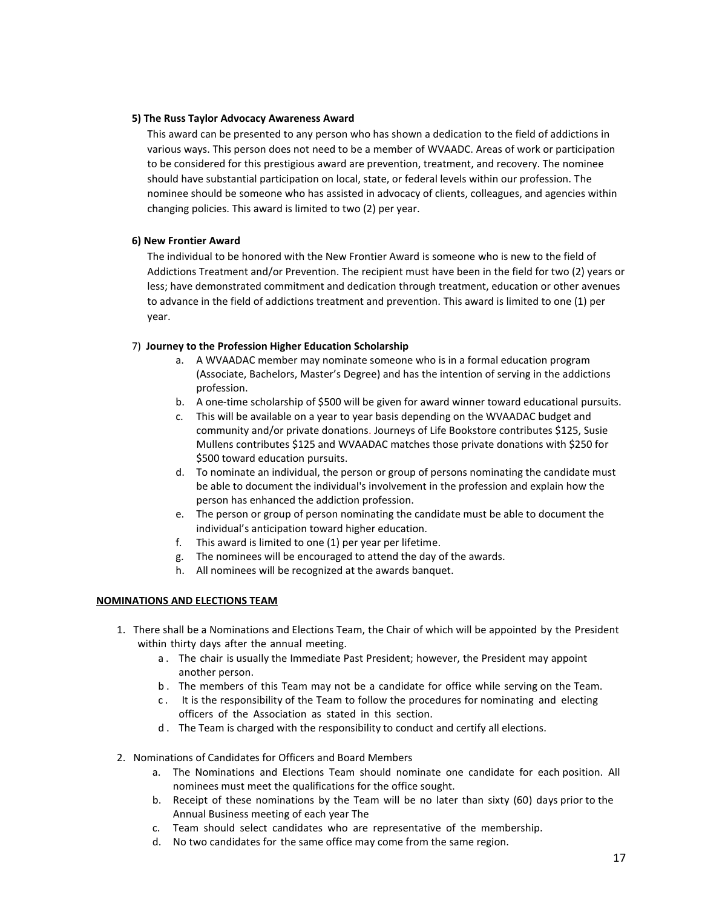**5) The Russ Taylor Advocacy Awareness Award**

This award can be presented to any person who has shown a dedication to the field of addictions in various ways. This person does not need to be a member of WVAADC. Areas of work or participation to be considered for this prestigious award are prevention, treatment, and recovery. The nominee should have substantial participation on local, state, or federal levels within our profession. The nominee should be someone who has assisted in advocacy of clients, colleagues, and agencies within changing policies. This award is limited to two (2) per year.

**6) New Frontier Award**

The individual to be honored with the New Frontier Award is someone who is new to the field of Addictions Treatment and/or Prevention. The recipient must have been in the field for two (2) years or less; have demonstrated commitment and dedication through treatment, education or other avenues to advance in the field of addictions treatment and prevention. This award is limited to one (1) per year.

7) **Journey to the Profession Higher Education Scholarship**

a. A WVAADAC member may nominate someone who is in a formal education program (Associate, Bachelors, Master's Degree) and has the intention of serving in the addictions profession.
b. A one-time scholarship of $500 will be given for award winner toward educational pursuits.
c. This will be available on a year to year basis depending on the WVAADAC budget and community and/or private donations. Journeys of Life Bookstore contributes $125, Susie Mullens contributes $125 and WVAADAC matches those private donations with $250 for $500 toward education pursuits.
d. To nominate an individual, the person or group of persons nominating the candidate must be able to document the individual's involvement in the profession and explain how the person has enhanced the addiction profession.
e. The person or group of person nominating the candidate must be able to document the individual's anticipation toward higher education.
f. This award is limited to one (1) per year per lifetime.
g. The nominees will be encouraged to attend the day of the awards.
h. All nominees will be recognized at the awards banquet.

**NOMINATIONS AND ELECTIONS TEAM**

1. There shall be a Nominations and Elections Team, the Chair of which will be appointed by the President within thirty days after the annual meeting.
   a. The chair is usually the Immediate Past President; however, the President may appoint another person.
   b. The members of this Team may not be a candidate for office while serving on the Team.
   c. It is the responsibility of the Team to follow the procedures for nominating and electing officers of the Association as stated in this section.
   d. The Team is charged with the responsibility to conduct and certify all elections.

2. Nominations of Candidates for Officers and Board Members
   a. The Nominations and Elections Team should nominate one candidate for each position. All nominees must meet the qualifications for the office sought.
   b. Receipt of these nominations by the Team will be no later than sixty (60) days prior to the Annual Business meeting of each year The
   c. Team should select candidates who are representative of the membership.
   d. No two candidates for the same office may come from the same region.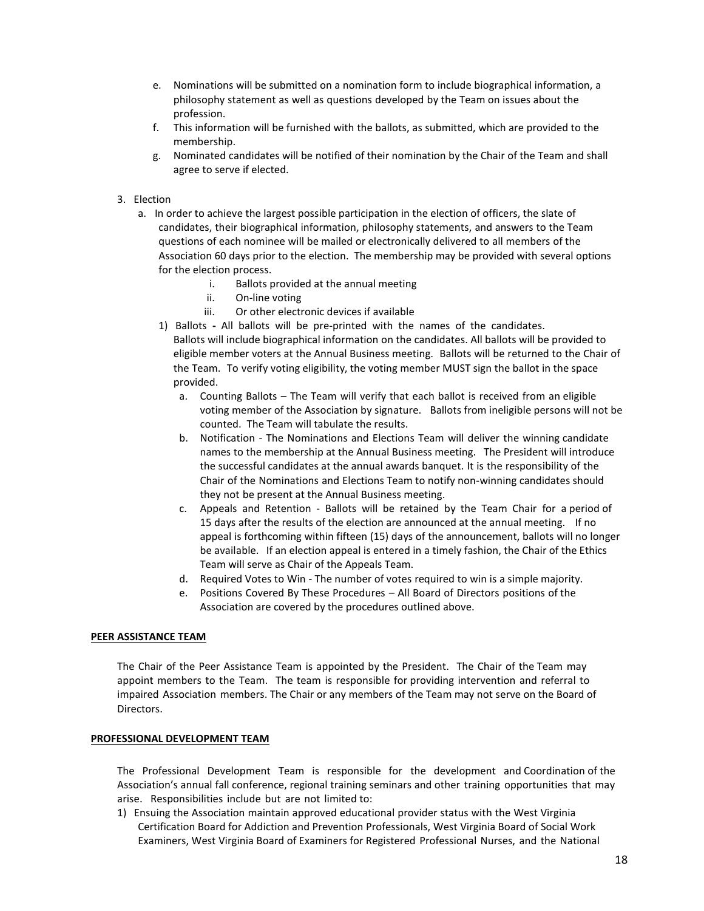e. Nominations will be submitted on a nomination form to include biographical information, a philosophy statement as well as questions developed by the Team on issues about the profession.
f. This information will be furnished with the ballots, as submitted, which are provided to the membership.
g. Nominated candidates will be notified of their nomination by the Chair of the Team and shall agree to serve if elected.

3. Election
   a. In order to achieve the largest possible participation in the election of officers, the slate of candidates, their biographical information, philosophy statements, and answers to the Team questions of each nominee will be mailed or electronically delivered to all members of the Association 60 days prior to the election. The membership may be provided with several options for the election process.
      i. Ballots provided at the annual meeting
      ii. On-line voting
      iii. Or other electronic devices if available
   1) Ballots **-** All ballots will be pre-printed with the names of the candidates. Ballots will include biographical information on the candidates. All ballots will be provided to eligible member voters at the Annual Business meeting. Ballots will be returned to the Chair of the Team. To verify voting eligibility, the voting member MUST sign the ballot in the space provided.
      a. Counting Ballots – The Team will verify that each ballot is received from an eligible voting member of the Association by signature. Ballots from ineligible persons will not be counted. The Team will tabulate the results.
      b. Notification - The Nominations and Elections Team will deliver the winning candidate names to the membership at the Annual Business meeting. The President will introduce the successful candidates at the annual awards banquet. It is the responsibility of the Chair of the Nominations and Elections Team to notify non-winning candidates should they not be present at the Annual Business meeting.
      c. Appeals and Retention - Ballots will be retained by the Team Chair for a period of 15 days after the results of the election are announced at the annual meeting. If no appeal is forthcoming within fifteen (15) days of the announcement, ballots will no longer be available. If an election appeal is entered in a timely fashion, the Chair of the Ethics Team will serve as Chair of the Appeals Team.
      d. Required Votes to Win - The number of votes required to win is a simple majority.
      e. Positions Covered By These Procedures – All Board of Directors positions of the Association are covered by the procedures outlined above.

**PEER ASSISTANCE TEAM**

The Chair of the Peer Assistance Team is appointed by the President. The Chair of the Team may appoint members to the Team. The team is responsible for providing intervention and referral to impaired Association members. The Chair or any members of the Team may not serve on the Board of Directors.

**PROFESSIONAL DEVELOPMENT TEAM**

The Professional Development Team is responsible for the development and Coordination of the Association's annual fall conference, regional training seminars and other training opportunities that may arise. Responsibilities include but are not limited to:

1) Ensuing the Association maintain approved educational provider status with the West Virginia Certification Board for Addiction and Prevention Professionals, West Virginia Board of Social Work Examiners, West Virginia Board of Examiners for Registered Professional Nurses, and the National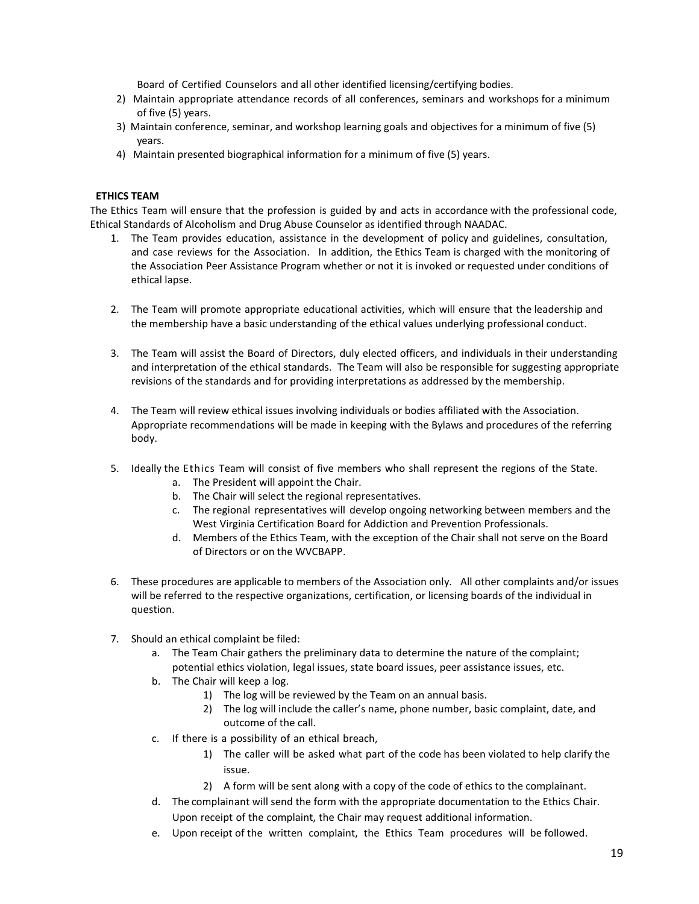Board of Certified Counselors and all other identified licensing/certifying bodies.

2) Maintain appropriate attendance records of all conferences, seminars and workshops for a minimum of five (5) years.
3) Maintain conference, seminar, and workshop learning goals and objectives for a minimum of five (5) years.
4) Maintain presented biographical information for a minimum of five (5) years.

**ETHICS TEAM**

The Ethics Team will ensure that the profession is guided by and acts in accordance with the professional code, Ethical Standards of Alcoholism and Drug Abuse Counselor as identified through NAADAC.

1. The Team provides education, assistance in the development of policy and guidelines, consultation, and case reviews for the Association. In addition, the Ethics Team is charged with the monitoring of the Association Peer Assistance Program whether or not it is invoked or requested under conditions of ethical lapse.

2. The Team will promote appropriate educational activities, which will ensure that the leadership and the membership have a basic understanding of the ethical values underlying professional conduct.

3. The Team will assist the Board of Directors, duly elected officers, and individuals in their understanding and interpretation of the ethical standards. The Team will also be responsible for suggesting appropriate revisions of the standards and for providing interpretations as addressed by the membership.

4. The Team will review ethical issues involving individuals or bodies affiliated with the Association. Appropriate recommendations will be made in keeping with the Bylaws and procedures of the referring body.

5. Ideally the Ethics Team will consist of five members who shall represent the regions of the State.
   a. The President will appoint the Chair.
   b. The Chair will select the regional representatives.
   c. The regional representatives will develop ongoing networking between members and the West Virginia Certification Board for Addiction and Prevention Professionals.
   d. Members of the Ethics Team, with the exception of the Chair shall not serve on the Board of Directors or on the WVCBAPP.

6. These procedures are applicable to members of the Association only. All other complaints and/or issues will be referred to the respective organizations, certification, or licensing boards of the individual in question.

7. Should an ethical complaint be filed:
   a. The Team Chair gathers the preliminary data to determine the nature of the complaint; potential ethics violation, legal issues, state board issues, peer assistance issues, etc.
   b. The Chair will keep a log.
      1) The log will be reviewed by the Team on an annual basis.
      2) The log will include the caller's name, phone number, basic complaint, date, and outcome of the call.
   c. If there is a possibility of an ethical breach,
      1) The caller will be asked what part of the code has been violated to help clarify the issue.
      2) A form will be sent along with a copy of the code of ethics to the complainant.
   d. The complainant will send the form with the appropriate documentation to the Ethics Chair. Upon receipt of the complaint, the Chair may request additional information.
   e. Upon receipt of the written complaint, the Ethics Team procedures will be followed.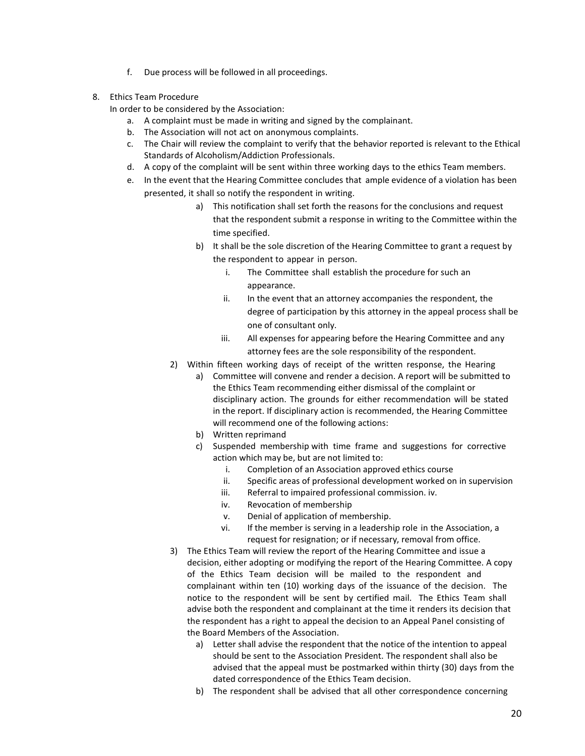f. Due process will be followed in all proceedings.

8. Ethics Team Procedure

   In order to be considered by the Association:

   a. A complaint must be made in writing and signed by the complainant.
   b. The Association will not act on anonymous complaints.
   c. The Chair will review the complaint to verify that the behavior reported is relevant to the Ethical Standards of Alcoholism/Addiction Professionals.
   d. A copy of the complaint will be sent within three working days to the ethics Team members.
   e. In the event that the Hearing Committee concludes that ample evidence of a violation has been presented, it shall so notify the respondent in writing.

      a) This notification shall set forth the reasons for the conclusions and request that the respondent submit a response in writing to the Committee within the time specified.
      b) It shall be the sole discretion of the Hearing Committee to grant a request by the respondent to appear in person.
         i. The Committee shall establish the procedure for such an appearance.
         ii. In the event that an attorney accompanies the respondent, the degree of participation by this attorney in the appeal process shall be one of consultant only.
         iii. All expenses for appearing before the Hearing Committee and any attorney fees are the sole responsibility of the respondent.

   2) Within fifteen working days of receipt of the written response, the Hearing
      a) Committee will convene and render a decision. A report will be submitted to the Ethics Team recommending either dismissal of the complaint or disciplinary action. The grounds for either recommendation will be stated in the report. If disciplinary action is recommended, the Hearing Committee will recommend one of the following actions:
      b) Written reprimand
      c) Suspended membership with time frame and suggestions for corrective action which may be, but are not limited to:
         i. Completion of an Association approved ethics course
         ii. Specific areas of professional development worked on in supervision
         iii. Referral to impaired professional commission. iv.
         iv. Revocation of membership
         v. Denial of application of membership.
         vi. If the member is serving in a leadership role in the Association, a request for resignation; or if necessary, removal from office.

   3) The Ethics Team will review the report of the Hearing Committee and issue a decision, either adopting or modifying the report of the Hearing Committee. A copy of the Ethics Team decision will be mailed to the respondent and complainant within ten (10) working days of the issuance of the decision. The notice to the respondent will be sent by certified mail. The Ethics Team shall advise both the respondent and complainant at the time it renders its decision that the respondent has a right to appeal the decision to an Appeal Panel consisting of the Board Members of the Association.
      a) Letter shall advise the respondent that the notice of the intention to appeal should be sent to the Association President. The respondent shall also be advised that the appeal must be postmarked within thirty (30) days from the dated correspondence of the Ethics Team decision.
      b) The respondent shall be advised that all other correspondence concerning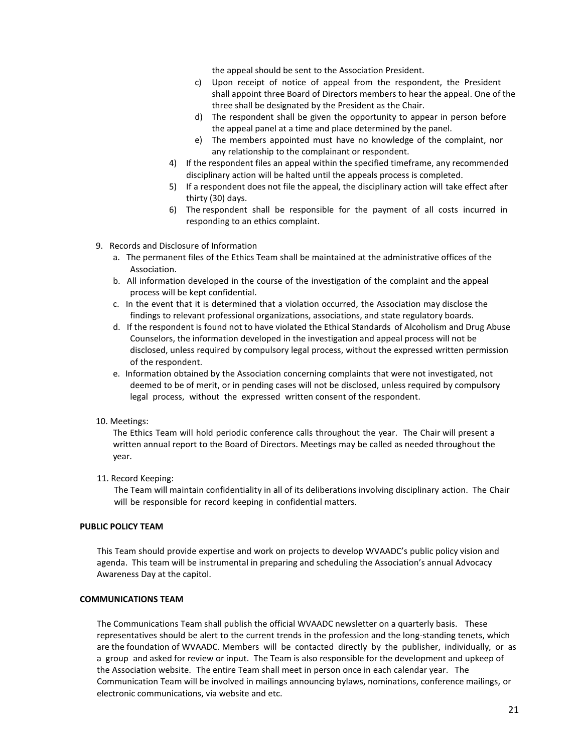the appeal should be sent to the Association President.

c) Upon receipt of notice of appeal from the respondent, the President shall appoint three Board of Directors members to hear the appeal. One of the three shall be designated by the President as the Chair.
d) The respondent shall be given the opportunity to appear in person before the appeal panel at a time and place determined by the panel.
e) The members appointed must have no knowledge of the complaint, nor any relationship to the complainant or respondent.

4) If the respondent files an appeal within the specified timeframe, any recommended disciplinary action will be halted until the appeals process is completed.
5) If a respondent does not file the appeal, the disciplinary action will take effect after thirty (30) days.
6) The respondent shall be responsible for the payment of all costs incurred in responding to an ethics complaint.

9. Records and Disclosure of Information
   a. The permanent files of the Ethics Team shall be maintained at the administrative offices of the Association.
   b. All information developed in the course of the investigation of the complaint and the appeal process will be kept confidential.
   c. In the event that it is determined that a violation occurred, the Association may disclose the findings to relevant professional organizations, associations, and state regulatory boards.
   d. If the respondent is found not to have violated the Ethical Standards of Alcoholism and Drug Abuse Counselors, the information developed in the investigation and appeal process will not be disclosed, unless required by compulsory legal process, without the expressed written permission of the respondent.
   e. Information obtained by the Association concerning complaints that were not investigated, not deemed to be of merit, or in pending cases will not be disclosed, unless required by compulsory legal process, without the expressed written consent of the respondent.

10. Meetings:
    The Ethics Team will hold periodic conference calls throughout the year. The Chair will present a written annual report to the Board of Directors. Meetings may be called as needed throughout the year.

11. Record Keeping:
    The Team will maintain confidentiality in all of its deliberations involving disciplinary action. The Chair will be responsible for record keeping in confidential matters.

**PUBLIC POLICY TEAM**

This Team should provide expertise and work on projects to develop WVAADC's public policy vision and agenda. This team will be instrumental in preparing and scheduling the Association's annual Advocacy Awareness Day at the capitol.

**COMMUNICATIONS TEAM**

The Communications Team shall publish the official WVAADC newsletter on a quarterly basis. These representatives should be alert to the current trends in the profession and the long-standing tenets, which are the foundation of WVAADC. Members will be contacted directly by the publisher, individually, or as a group and asked for review or input. The Team is also responsible for the development and upkeep of the Association website. The entire Team shall meet in person once in each calendar year. The Communication Team will be involved in mailings announcing bylaws, nominations, conference mailings, or electronic communications, via website and etc.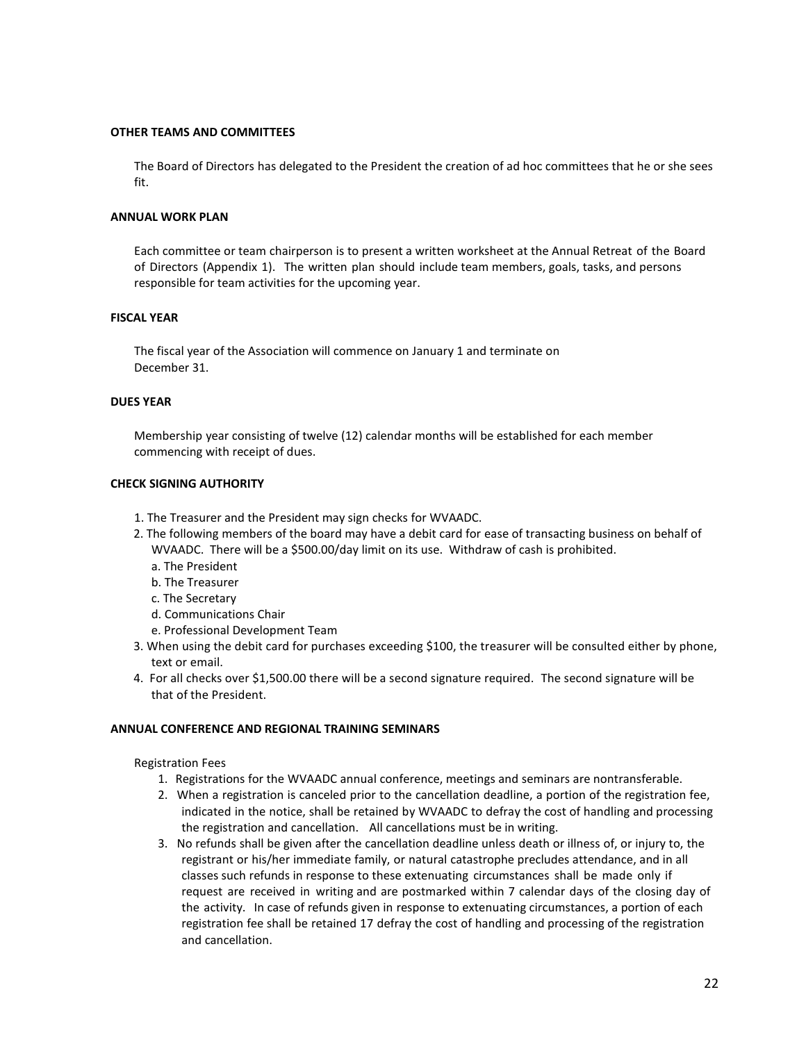## OTHER TEAMS AND COMMITTEES

The Board of Directors has delegated to the President the creation of ad hoc committees that he or she sees fit.

## ANNUAL WORK PLAN

Each committee or team chairperson is to present a written worksheet at the Annual Retreat of the Board of Directors (Appendix 1). The written plan should include team members, goals, tasks, and persons responsible for team activities for the upcoming year.

## FISCAL YEAR

The fiscal year of the Association will commence on January 1 and terminate on December 31.

## DUES YEAR

Membership year consisting of twelve (12) calendar months will be established for each member commencing with receipt of dues.

## CHECK SIGNING AUTHORITY

1. The Treasurer and the President may sign checks for WVAADC.
2. The following members of the board may have a debit card for ease of transacting business on behalf of WVAADC. There will be a $500.00/day limit on its use. Withdraw of cash is prohibited.
   a. The President
   b. The Treasurer
   c. The Secretary
   d. Communications Chair
   e. Professional Development Team
3. When using the debit card for purchases exceeding $100, the treasurer will be consulted either by phone, text or email.
4. For all checks over $1,500.00 there will be a second signature required. The second signature will be that of the President.

## ANNUAL CONFERENCE AND REGIONAL TRAINING SEMINARS

Registration Fees

1. Registrations for the WVAADC annual conference, meetings and seminars are nontransferable.
2. When a registration is canceled prior to the cancellation deadline, a portion of the registration fee, indicated in the notice, shall be retained by WVAADC to defray the cost of handling and processing the registration and cancellation. All cancellations must be in writing.
3. No refunds shall be given after the cancellation deadline unless death or illness of, or injury to, the registrant or his/her immediate family, or natural catastrophe precludes attendance, and in all classes such refunds in response to these extenuating circumstances shall be made only if request are received in writing and are postmarked within 7 calendar days of the closing day of the activity. In case of refunds given in response to extenuating circumstances, a portion of each registration fee shall be retained 17 defray the cost of handling and processing of the registration and cancellation.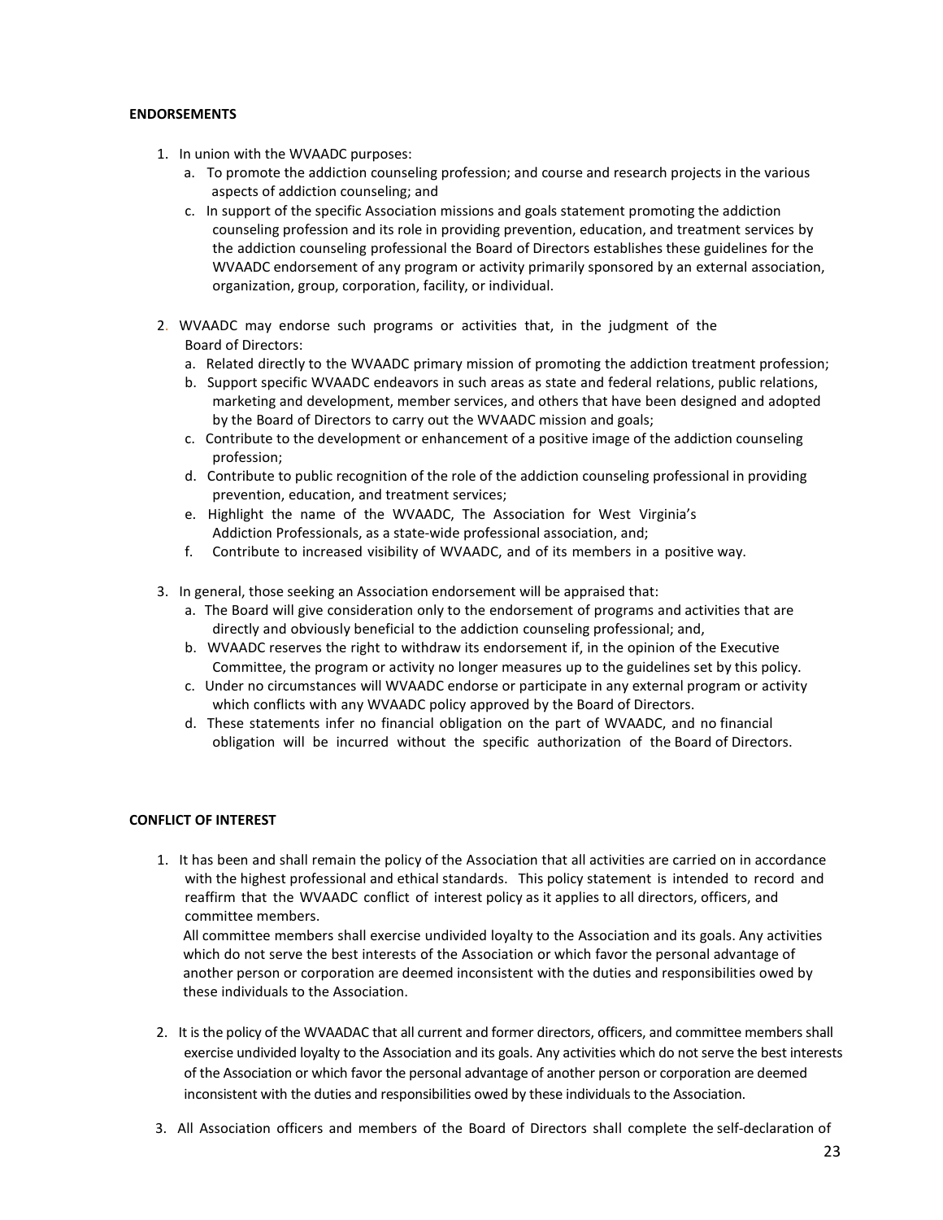**ENDORSEMENTS**

1. In union with the WVAADC purposes:
   a. To promote the addiction counseling profession; and course and research projects in the various aspects of addiction counseling; and
   c. In support of the specific Association missions and goals statement promoting the addiction counseling profession and its role in providing prevention, education, and treatment services by the addiction counseling professional the Board of Directors establishes these guidelines for the WVAADC endorsement of any program or activity primarily sponsored by an external association, organization, group, corporation, facility, or individual.

2. WVAADC may endorse such programs or activities that, in the judgment of the Board of Directors:
   a. Related directly to the WVAADC primary mission of promoting the addiction treatment profession;
   b. Support specific WVAADC endeavors in such areas as state and federal relations, public relations, marketing and development, member services, and others that have been designed and adopted by the Board of Directors to carry out the WVAADC mission and goals;
   c. Contribute to the development or enhancement of a positive image of the addiction counseling profession;
   d. Contribute to public recognition of the role of the addiction counseling professional in providing prevention, education, and treatment services;
   e. Highlight the name of the WVAADC, The Association for West Virginia's Addiction Professionals, as a state-wide professional association, and;
   f. Contribute to increased visibility of WVAADC, and of its members in a positive way.

3. In general, those seeking an Association endorsement will be appraised that:
   a. The Board will give consideration only to the endorsement of programs and activities that are directly and obviously beneficial to the addiction counseling professional; and,
   b. WVAADC reserves the right to withdraw its endorsement if, in the opinion of the Executive Committee, the program or activity no longer measures up to the guidelines set by this policy.
   c. Under no circumstances will WVAADC endorse or participate in any external program or activity which conflicts with any WVAADC policy approved by the Board of Directors.
   d. These statements infer no financial obligation on the part of WVAADC, and no financial obligation will be incurred without the specific authorization of the Board of Directors.

**CONFLICT OF INTEREST**

1. It has been and shall remain the policy of the Association that all activities are carried on in accordance with the highest professional and ethical standards. This policy statement is intended to record and reaffirm that the WVAADC conflict of interest policy as it applies to all directors, officers, and committee members.
   All committee members shall exercise undivided loyalty to the Association and its goals. Any activities which do not serve the best interests of the Association or which favor the personal advantage of another person or corporation are deemed inconsistent with the duties and responsibilities owed by these individuals to the Association.

2. It is the policy of the WVAADAC that all current and former directors, officers, and committee members shall exercise undivided loyalty to the Association and its goals. Any activities which do not serve the best interests of the Association or which favor the personal advantage of another person or corporation are deemed inconsistent with the duties and responsibilities owed by these individuals to the Association.

3. All Association officers and members of the Board of Directors shall complete the self-declaration of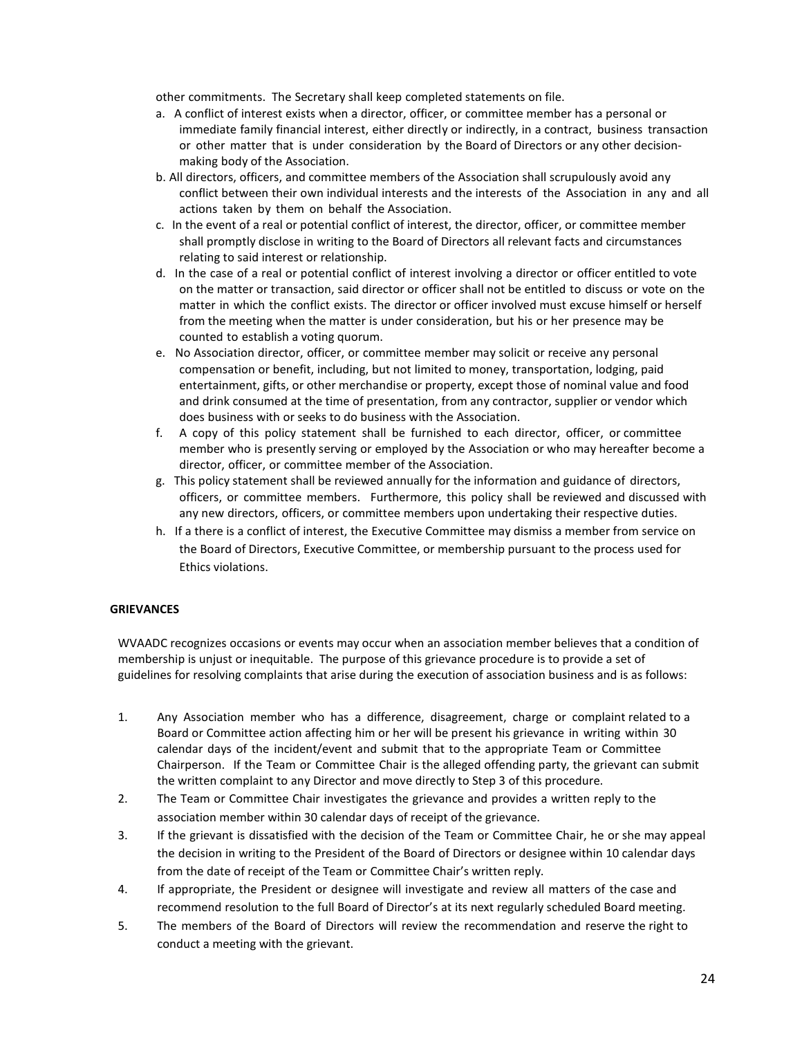other commitments. The Secretary shall keep completed statements on file.

a. A conflict of interest exists when a director, officer, or committee member has a personal or immediate family financial interest, either directly or indirectly, in a contract, business transaction or other matter that is under consideration by the Board of Directors or any other decision-making body of the Association.
b. All directors, officers, and committee members of the Association shall scrupulously avoid any conflict between their own individual interests and the interests of the Association in any and all actions taken by them on behalf the Association.
c. In the event of a real or potential conflict of interest, the director, officer, or committee member shall promptly disclose in writing to the Board of Directors all relevant facts and circumstances relating to said interest or relationship.
d. In the case of a real or potential conflict of interest involving a director or officer entitled to vote on the matter or transaction, said director or officer shall not be entitled to discuss or vote on the matter in which the conflict exists. The director or officer involved must excuse himself or herself from the meeting when the matter is under consideration, but his or her presence may be counted to establish a voting quorum.
e. No Association director, officer, or committee member may solicit or receive any personal compensation or benefit, including, but not limited to money, transportation, lodging, paid entertainment, gifts, or other merchandise or property, except those of nominal value and food and drink consumed at the time of presentation, from any contractor, supplier or vendor which does business with or seeks to do business with the Association.
f. A copy of this policy statement shall be furnished to each director, officer, or committee member who is presently serving or employed by the Association or who may hereafter become a director, officer, or committee member of the Association.
g. This policy statement shall be reviewed annually for the information and guidance of directors, officers, or committee members. Furthermore, this policy shall be reviewed and discussed with any new directors, officers, or committee members upon undertaking their respective duties.
h. If a there is a conflict of interest, the Executive Committee may dismiss a member from service on the Board of Directors, Executive Committee, or membership pursuant to the process used for Ethics violations.

**GRIEVANCES**

WVAADC recognizes occasions or events may occur when an association member believes that a condition of membership is unjust or inequitable. The purpose of this grievance procedure is to provide a set of guidelines for resolving complaints that arise during the execution of association business and is as follows:

1. Any Association member who has a difference, disagreement, charge or complaint related to a Board or Committee action affecting him or her will be present his grievance in writing within 30 calendar days of the incident/event and submit that to the appropriate Team or Committee Chairperson. If the Team or Committee Chair is the alleged offending party, the grievant can submit the written complaint to any Director and move directly to Step 3 of this procedure.
2. The Team or Committee Chair investigates the grievance and provides a written reply to the association member within 30 calendar days of receipt of the grievance.
3. If the grievant is dissatisfied with the decision of the Team or Committee Chair, he or she may appeal the decision in writing to the President of the Board of Directors or designee within 10 calendar days from the date of receipt of the Team or Committee Chair's written reply.
4. If appropriate, the President or designee will investigate and review all matters of the case and recommend resolution to the full Board of Director's at its next regularly scheduled Board meeting.
5. The members of the Board of Directors will review the recommendation and reserve the right to conduct a meeting with the grievant.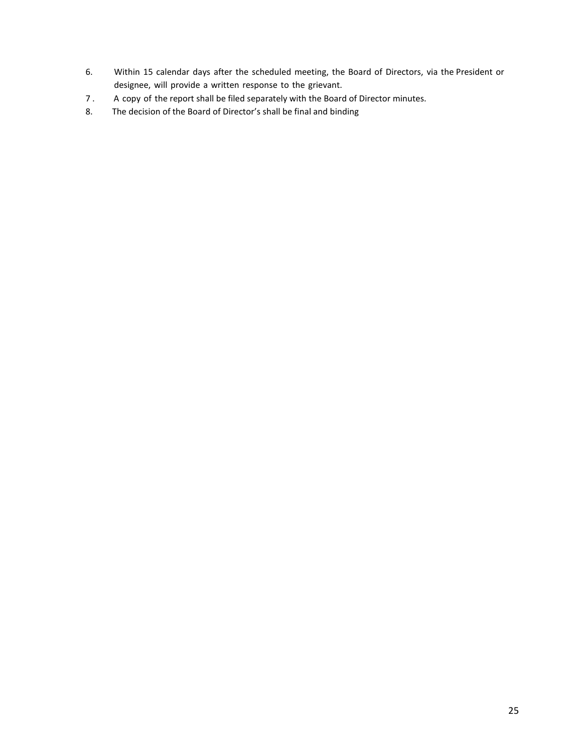6. Within 15 calendar days after the scheduled meeting, the Board of Directors, via the President or designee, will provide a written response to the grievant.
7. A copy of the report shall be filed separately with the Board of Director minutes.
8. The decision of the Board of Director's shall be final and binding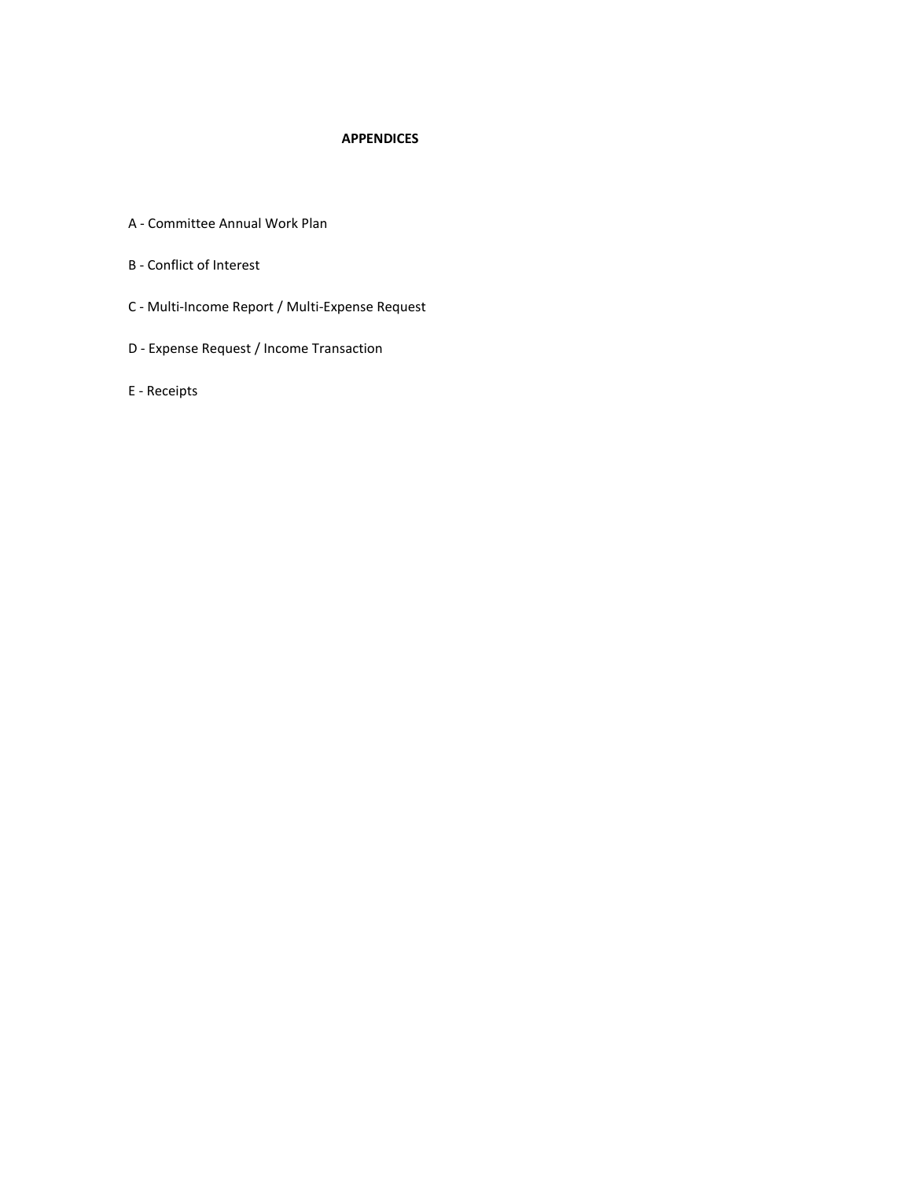# APPENDICES

A - Committee Annual Work Plan

B - Conflict of Interest

C - Multi-Income Report / Multi-Expense Request

D - Expense Request / Income Transaction

E - Receipts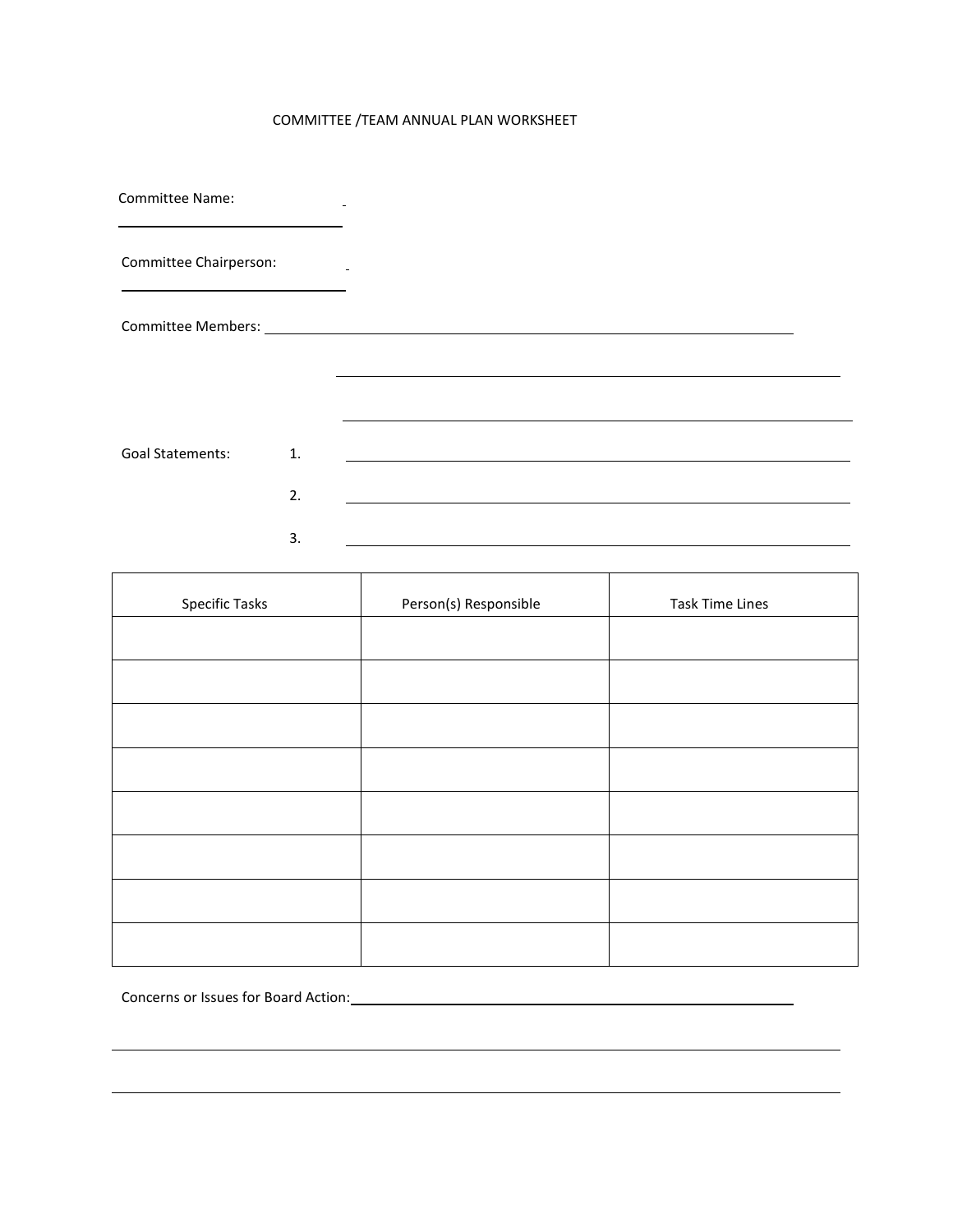# COMMITTEE /TEAM ANNUAL PLAN WORKSHEET

Committee Name: ______________________________

Committee Chairperson: ______________________________

Committee Members: ____________________________________________________________

____________________________________________________________

____________________________________________________________

Goal Statements:

1. ____________________________________________________________

2. ____________________________________________________________

3. ____________________________________________________________

| Specific Tasks | Person(s) Responsible | Task Time Lines |
|---|---|---|
| | | |
| | | |
| | | |
| | | |
| | | |
| | | |
| | | |
| | | |

Concerns or Issues for Board Action: ____________________________________________________________

____________________________________________________________

____________________________________________________________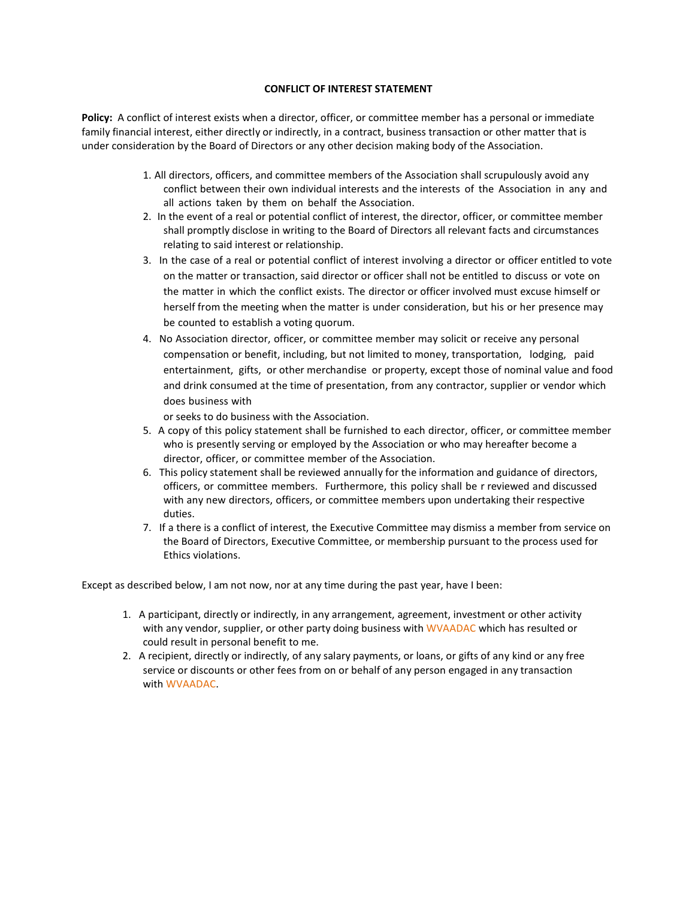**CONFLICT OF INTEREST STATEMENT**

**Policy:** A conflict of interest exists when a director, officer, or committee member has a personal or immediate family financial interest, either directly or indirectly, in a contract, business transaction or other matter that is under consideration by the Board of Directors or any other decision making body of the Association.

1. All directors, officers, and committee members of the Association shall scrupulously avoid any conflict between their own individual interests and the interests of the Association in any and all actions taken by them on behalf the Association.
2. In the event of a real or potential conflict of interest, the director, officer, or committee member shall promptly disclose in writing to the Board of Directors all relevant facts and circumstances relating to said interest or relationship.
3. In the case of a real or potential conflict of interest involving a director or officer entitled to vote on the matter or transaction, said director or officer shall not be entitled to discuss or vote on the matter in which the conflict exists. The director or officer involved must excuse himself or herself from the meeting when the matter is under consideration, but his or her presence may be counted to establish a voting quorum.
4. No Association director, officer, or committee member may solicit or receive any personal compensation or benefit, including, but not limited to money, transportation, lodging, paid entertainment, gifts, or other merchandise or property, except those of nominal value and food and drink consumed at the time of presentation, from any contractor, supplier or vendor which does business with or seeks to do business with the Association.
5. A copy of this policy statement shall be furnished to each director, officer, or committee member who is presently serving or employed by the Association or who may hereafter become a director, officer, or committee member of the Association.
6. This policy statement shall be reviewed annually for the information and guidance of directors, officers, or committee members. Furthermore, this policy shall be r reviewed and discussed with any new directors, officers, or committee members upon undertaking their respective duties.
7. If a there is a conflict of interest, the Executive Committee may dismiss a member from service on the Board of Directors, Executive Committee, or membership pursuant to the process used for Ethics violations.

Except as described below, I am not now, nor at any time during the past year, have I been:

1. A participant, directly or indirectly, in any arrangement, agreement, investment or other activity with any vendor, supplier, or other party doing business with WVAADAC which has resulted or could result in personal benefit to me.
2. A recipient, directly or indirectly, of any salary payments, or loans, or gifts of any kind or any free service or discounts or other fees from on or behalf of any person engaged in any transaction with WVAADAC.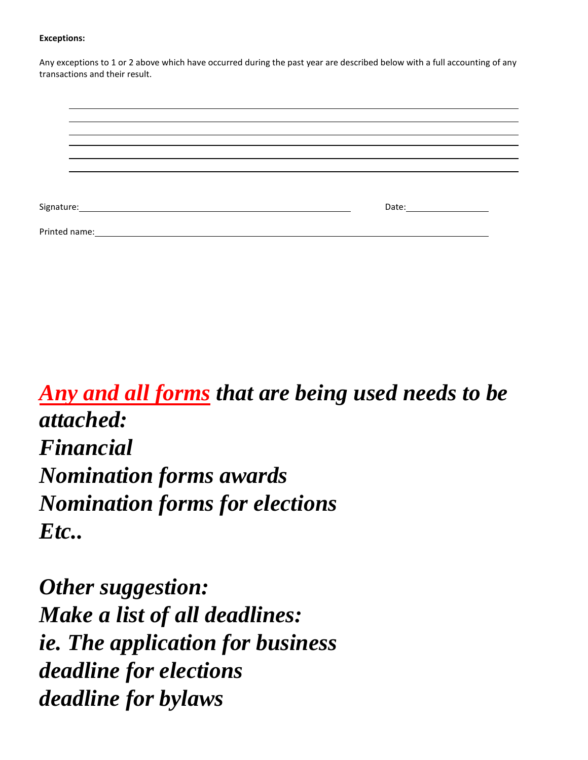**Exceptions:**

Any exceptions to 1 or 2 above which have occurred during the past year are described below with a full accounting of any transactions and their result.

\_\_\_\_\_\_\_\_\_\_\_\_\_\_\_\_\_\_\_\_\_\_\_\_\_\_\_\_\_\_\_\_\_\_\_\_\_\_\_\_\_\_\_\_\_\_\_\_\_\_\_\_\_\_\_\_\_\_\_\_

\_\_\_\_\_\_\_\_\_\_\_\_\_\_\_\_\_\_\_\_\_\_\_\_\_\_\_\_\_\_\_\_\_\_\_\_\_\_\_\_\_\_\_\_\_\_\_\_\_\_\_\_\_\_\_\_\_\_\_\_

\_\_\_\_\_\_\_\_\_\_\_\_\_\_\_\_\_\_\_\_\_\_\_\_\_\_\_\_\_\_\_\_\_\_\_\_\_\_\_\_\_\_\_\_\_\_\_\_\_\_\_\_\_\_\_\_\_\_\_\_

\_\_\_\_\_\_\_\_\_\_\_\_\_\_\_\_\_\_\_\_\_\_\_\_\_\_\_\_\_\_\_\_\_\_\_\_\_\_\_\_\_\_\_\_\_\_\_\_\_\_\_\_\_\_\_\_\_\_\_\_

\_\_\_\_\_\_\_\_\_\_\_\_\_\_\_\_\_\_\_\_\_\_\_\_\_\_\_\_\_\_\_\_\_\_\_\_\_\_\_\_\_\_\_\_\_\_\_\_\_\_\_\_\_\_\_\_\_\_\_\_

\_\_\_\_\_\_\_\_\_\_\_\_\_\_\_\_\_\_\_\_\_\_\_\_\_\_\_\_\_\_\_\_\_\_\_\_\_\_\_\_\_\_\_\_\_\_\_\_\_\_\_\_\_\_\_\_\_\_\_\_

Signature:\_\_\_\_\_\_\_\_\_\_\_\_\_\_\_\_\_\_\_\_\_\_\_\_\_\_\_\_\_\_\_\_\_\_\_\_\_\_\_\_ Date:\_\_\_\_\_\_\_\_\_\_\_\_\_\_\_\_

Printed name:\_\_\_\_\_\_\_\_\_\_\_\_\_\_\_\_\_\_\_\_\_\_\_\_\_\_\_\_\_\_\_\_\_\_\_\_\_\_\_\_\_\_\_\_\_\_\_\_\_\_\_\_

***Any and all forms* that are being used needs to be attached:**
***Financial***
***Nomination forms awards***
***Nomination forms for elections***
***Etc..***

***Other suggestion:***
***Make a list of all deadlines:***
***ie. The application for business***
***deadline for elections***
***deadline for bylaws***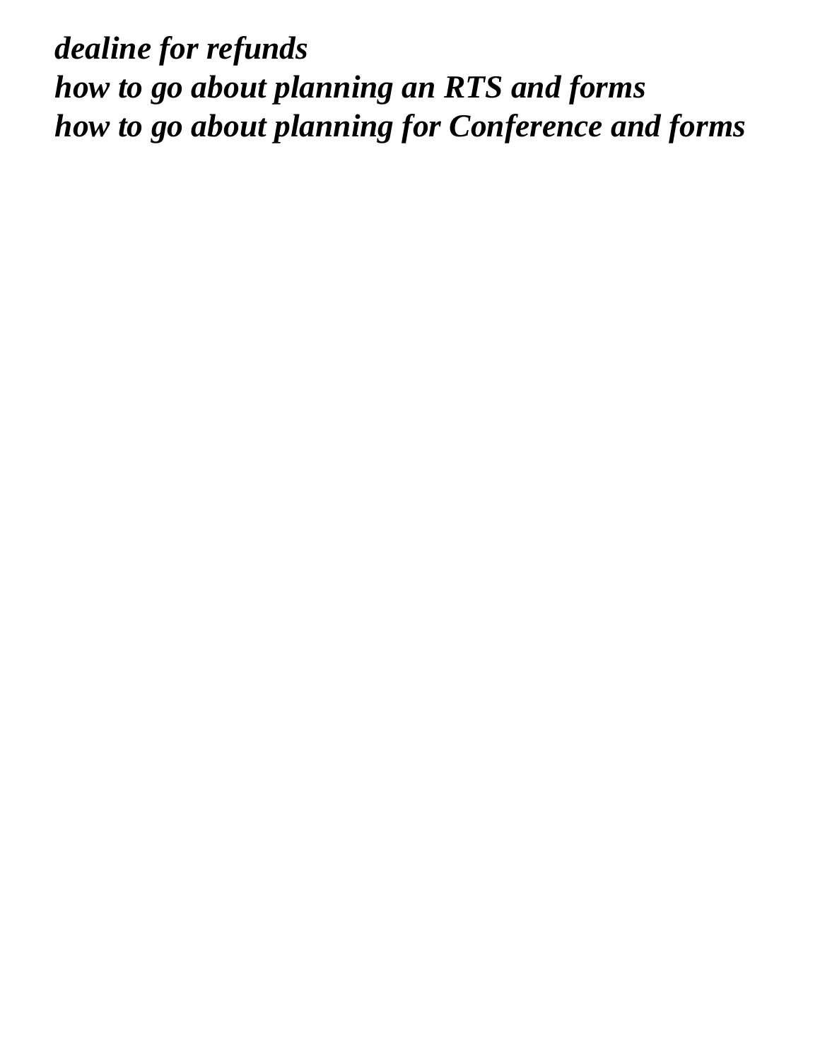***dealine for refunds***
***how to go about planning an RTS and forms***
***how to go about planning for Conference and forms***